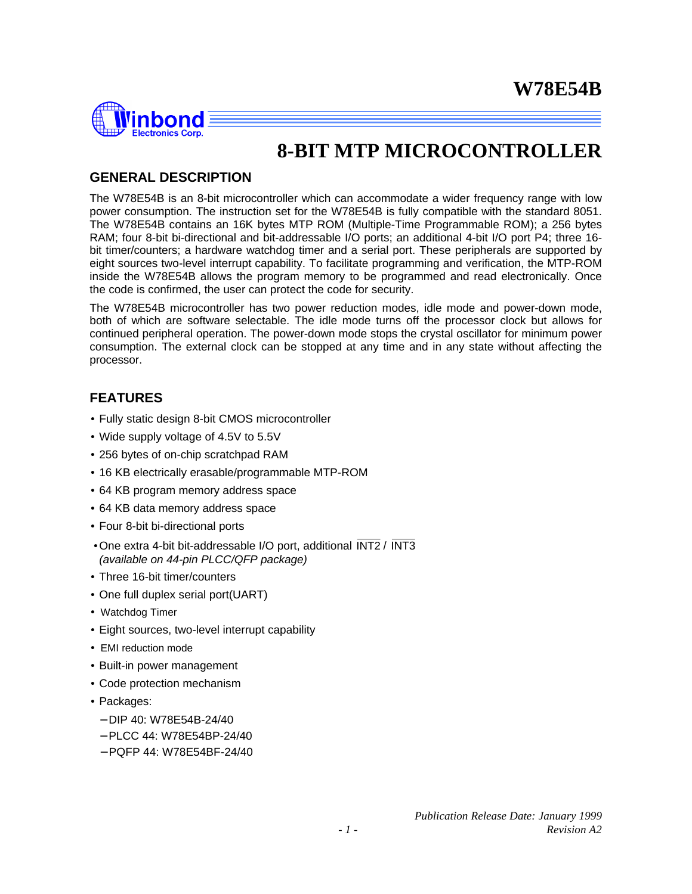# W78E54B

# 8-BIT MTP MICROCONTROLLER

## GENERAL DESCRIPTION

The W78E54B is an 8-bit microcontroller which can accommodate a wider frequency range with low power consumption. The instruction set for the W78E54B is fully compatible with the standard 8051. The W78E54B contains an 16K bytes MTP ROM (Multiple-Time Programmable ROM); a 256 bytes RAM; four 8-bit bi-directional and bit-addressable I/O ports; an additional 4-bit I/O port P4; three 16-bit timer/counters; a hardware watchdog timer and a serial port. These peripherals are supported by eight sources two-level interrupt capability. To facilitate programming and verification, the MTP-ROM inside the W78E54B allows the program memory to be programmed and read electronically. Once the code is confirmed, the user can protect the code for security.

The W78E54B microcontroller has two power reduction modes, idle mode and power-down mode, both of which are software selectable. The idle mode turns off the processor clock but allows for continued peripheral operation. The power-down mode stops the crystal oscillator for minimum power consumption. The external clock can be stopped at any time and in any state without affecting the processor.

## FEATURES

- Fully static design 8-bit CMOS microcontroller
- Wide supply voltage of 4.5V to 5.5V
- 256 bytes of on-chip scratchpad RAM
- 16 KB electrically erasable/programmable MTP-ROM
- 64 KB program memory address space
- 64 KB data memory address space
- Four 8-bit bi-directional ports
- One extra 4-bit bit-addressable I/O port, additional $\overline{\text{INT2}}$ / $\overline{\text{INT3}}$ *(available on 44-pin PLCC/QFP package)*
- Three 16-bit timer/counters
- One full duplex serial port(UART)
- Watchdog Timer
- Eight sources, two-level interrupt capability
- EMI reduction mode
- Built-in power management
- Code protection mechanism
- Packages:
  - DIP 40: W78E54B-24/40
  - PLCC 44: W78E54BP-24/40
  - PQFP 44: W78E54BF-24/40

*Publication Release Date: January 1999*
*Revision A2*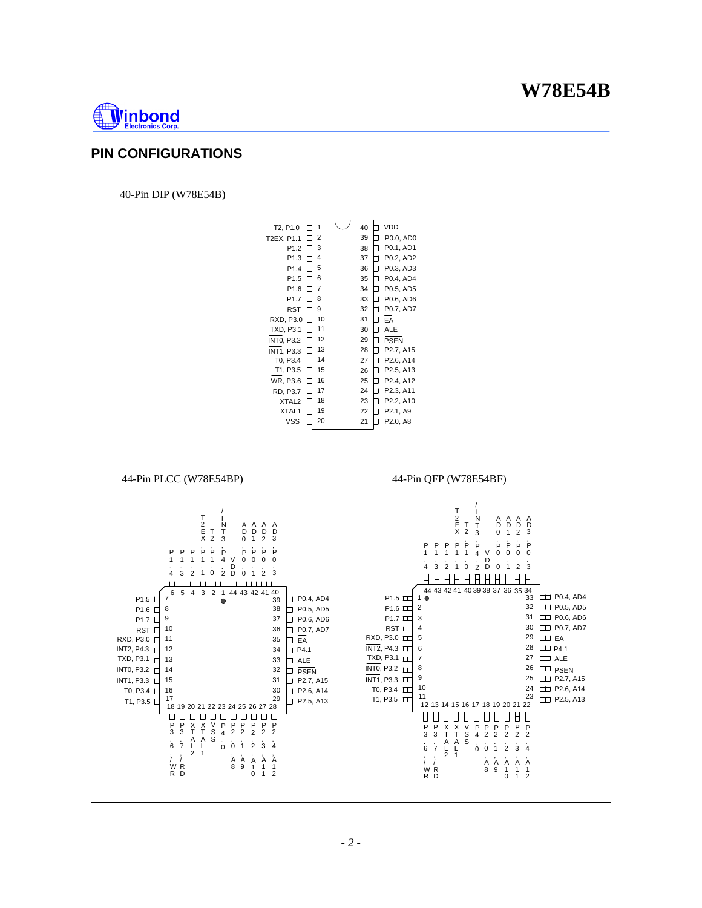## PIN CONFIGURATIONS

40-Pin DIP (W78E54B)

| Pin | Name | Pin | Name |
|---|---|---|---|
| 1 | T2, P1.0 | 40 | VDD |
| 2 | T2EX, P1.1 | 39 | P0.0, AD0 |
| 3 | P1.2 | 38 | P0.1, AD1 |
| 4 | P1.3 | 37 | P0.2, AD2 |
| 5 | P1.4 | 36 | P0.3, AD3 |
| 6 | P1.5 | 35 | P0.4, AD4 |
| 7 | P1.6 | 34 | P0.5, AD5 |
| 8 | P1.7 | 33 | P0.6, AD6 |
| 9 | RST | 32 | P0.7, AD7 |
| 10 | RXD, P3.0 | 31 | $\overline{EA}$ |
| 11 | TXD, P3.1 | 30 | ALE |
| 12 | $\overline{INT0}$, P3.2 | 29 | $\overline{PSEN}$ |
| 13 | $\overline{INT1}$, P3.3 | 28 | P2.7, A15 |
| 14 | T0, P3.4 | 27 | P2.6, A14 |
| 15 | T1, P3.5 | 26 | P2.5, A13 |
| 16 | $\overline{WR}$, P3.6 | 25 | P2.4, A12 |
| 17 | $\overline{RD}$, P3.7 | 24 | P2.3, A11 |
| 18 | XTAL2 | 23 | P2.2, A10 |
| 19 | XTAL1 | 22 | P2.1, A9 |
| 20 | VSS | 21 | P2.0, A8 |

44-Pin PLCC (W78E54BP)

| Pin | Name | Pin | Name |
|---|---|---|---|
| 1 | P4.2, $\overline{INT3}$ | 23 | P2.0, A8 |
| 2 | P1.0, T2 | 24 | P2.1, A9 |
| 3 | P1.1, T2EX | 25 | P2.2, A10 |
| 4 | P1.2 | 26 | P2.3, A11 |
| 5 | P1.3 | 27 | P2.4, A12 |
| 6 | P1.4 | 28 | P2.5, A13 |
| 7 | P1.5 | 29 | P2.5, A13 |
| 8 | P1.6 | 30 | P2.6, A14 |
| 9 | P1.7 | 31 | P2.7, A15 |
| 10 | RST | 32 | $\overline{PSEN}$ |
| 11 | RXD, P3.0 | 33 | ALE |
| 12 | $\overline{INT2}$, P4.3 | 34 | P4.1 |
| 13 | TXD, P3.1 | 35 | $\overline{EA}$ |
| 14 | $\overline{INT0}$, P3.2 | 36 | P0.7, AD7 |
| 15 | $\overline{INT1}$, P3.3 | 37 | P0.6, AD6 |
| 16 | T0, P3.4 | 38 | P0.5, AD5 |
| 17 | T1, P3.5 | 39 | P0.4, AD4 |
| 18 | P3.6, /WR | 40 | P0.3, AD3 |
| 19 | P3.7, /RD | 41 | P0.2, AD2 |
| 20 | XTAL2 | 42 | P0.1, AD1 |
| 21 | XTAL1 | 43 | P0.0, AD0 |
| 22 | VSS | 44 | VDD |

Top side (pins 6 to 40): P1.4, P1.3, P1.2, P1.1/T2EX, P1.0/T2, P4.2//INT3, VDD, P0.0/AD0, P0.1/AD1, P0.2/AD2, P0.3/AD3

Bottom side (pins 18 to 28): P3.6//WR, P3.7//RD, XTAL2, XTAL1, VSS, P4.0, P2.0/A8, P2.1/A9, P2.2/A10, P2.3/A11, P2.4/A12

44-Pin QFP (W78E54BF)

| Pin | Name | Pin | Name |
|---|---|---|---|
| 1 | P1.5 | 23 | P2.5, A13 |
| 2 | P1.6 | 24 | P2.6, A14 |
| 3 | P1.7 | 25 | P2.7, A15 |
| 4 | RST | 26 | $\overline{PSEN}$ |
| 5 | RXD, P3.0 | 27 | ALE |
| 6 | $\overline{INT2}$, P4.3 | 28 | P4.1 |
| 7 | TXD, P3.1 | 29 | $\overline{EA}$ |
| 8 | $\overline{INT0}$, P3.2 | 30 | P0.7, AD7 |
| 9 | $\overline{INT1}$, P3.3 | 31 | P0.6, AD6 |
| 10 | T0, P3.4 | 32 | P0.5, AD5 |
| 11 | T1, P3.5 | 33 | P0.4, AD4 |

Top side (pins 44 to 34): P1.4, P1.3, P1.2, P1.1/T2EX, P1.0/T2, P4.2//INT3, VDD, P0.0/AD0, P0.1/AD1, P0.2/AD2, P0.3/AD3

Bottom side (pins 12 to 22): P3.6//WR, P3.7//RD, XTAL2, XTAL1, VSS, P4.0, P2.0/A8, P2.1/A9, P2.2/A10, P2.3/A11, P2.4/A12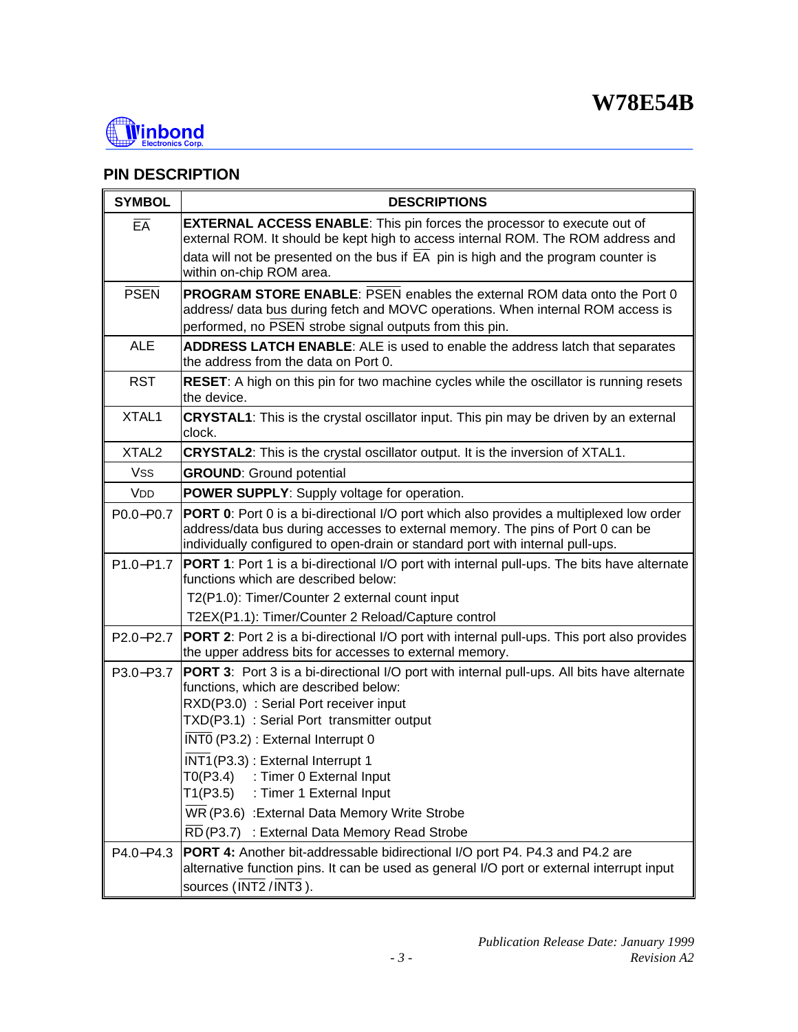## PIN DESCRIPTION

| SYMBOL | DESCRIPTIONS |
|---|---|
| $\overline{EA}$ | **EXTERNAL ACCESS ENABLE**: This pin forces the processor to execute out of external ROM. It should be kept high to access internal ROM. The ROM address and data will not be presented on the bus if $\overline{EA}$ pin is high and the program counter is within on-chip ROM area. |
| $\overline{PSEN}$ | **PROGRAM STORE ENABLE**: $\overline{PSEN}$ enables the external ROM data onto the Port 0 address/ data bus during fetch and MOVC operations. When internal ROM access is performed, no $\overline{PSEN}$ strobe signal outputs from this pin. |
| ALE | **ADDRESS LATCH ENABLE**: ALE is used to enable the address latch that separates the address from the data on Port 0. |
| RST | **RESET**: A high on this pin for two machine cycles while the oscillator is running resets the device. |
| XTAL1 | **CRYSTAL1**: This is the crystal oscillator input. This pin may be driven by an external clock. |
| XTAL2 | **CRYSTAL2**: This is the crystal oscillator output. It is the inversion of XTAL1. |
| $V_{SS}$ | **GROUND**: Ground potential |
| $V_{DD}$ | **POWER SUPPLY**: Supply voltage for operation. |
| P0.0−P0.7 | **PORT 0**: Port 0 is a bi-directional I/O port which also provides a multiplexed low order address/data bus during accesses to external memory. The pins of Port 0 can be individually configured to open-drain or standard port with internal pull-ups. |
| P1.0−P1.7 | **PORT 1**: Port 1 is a bi-directional I/O port with internal pull-ups. The bits have alternate functions which are described below:<br>T2(P1.0): Timer/Counter 2 external count input<br>T2EX(P1.1): Timer/Counter 2 Reload/Capture control |
| P2.0−P2.7 | **PORT 2**: Port 2 is a bi-directional I/O port with internal pull-ups. This port also provides the upper address bits for accesses to external memory. |
| P3.0−P3.7 | **PORT 3**: Port 3 is a bi-directional I/O port with internal pull-ups. All bits have alternate functions, which are described below:<br>RXD(P3.0) : Serial Port receiver input<br>TXD(P3.1) : Serial Port transmitter output<br>$\overline{INT0}$ (P3.2) : External Interrupt 0<br>$\overline{INT1}$(P3.3) : External Interrupt 1<br>T0(P3.4) : Timer 0 External Input<br>T1(P3.5) : Timer 1 External Input<br>$\overline{WR}$ (P3.6) :External Data Memory Write Strobe<br>$\overline{RD}$ (P3.7) : External Data Memory Read Strobe |
| P4.0−P4.3 | **PORT 4:** Another bit-addressable bidirectional I/O port P4. P4.3 and P4.2 are alternative function pins. It can be used as general I/O port or external interrupt input sources ($\overline{INT2}$ / $\overline{INT3}$ ). |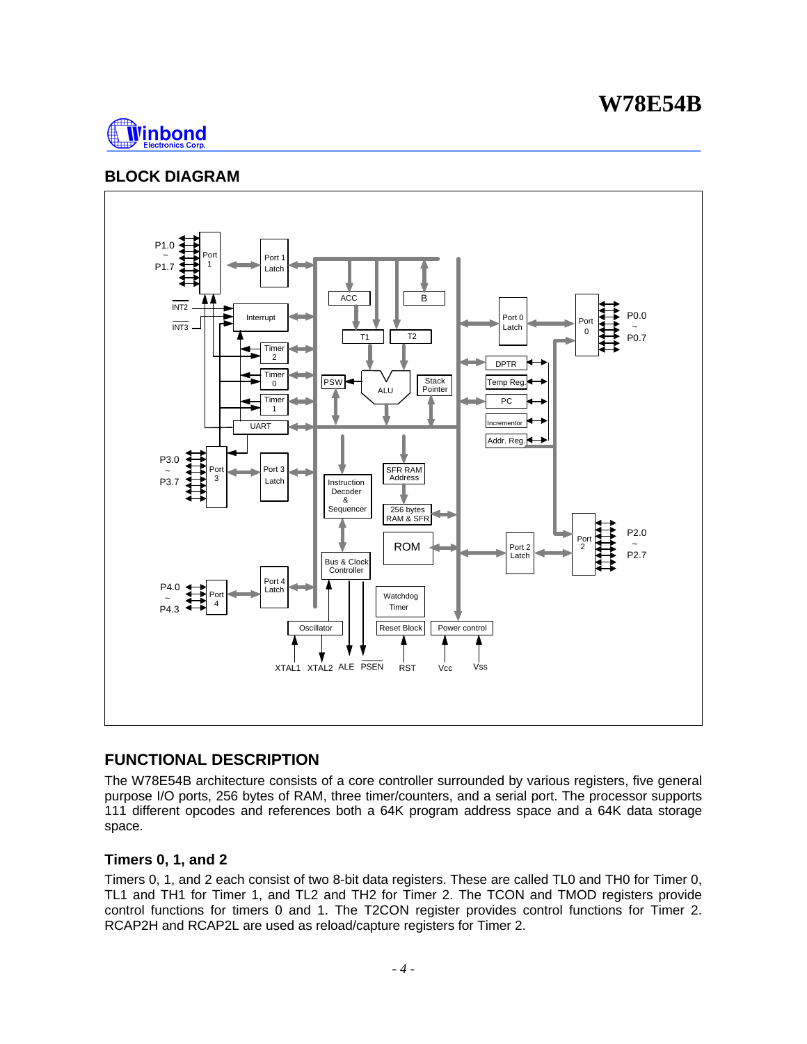## BLOCK DIAGRAM

## FUNCTIONAL DESCRIPTION

The W78E54B architecture consists of a core controller surrounded by various registers, five general purpose I/O ports, 256 bytes of RAM, three timer/counters, and a serial port. The processor supports 111 different opcodes and references both a 64K program address space and a 64K data storage space.

### Timers 0, 1, and 2

Timers 0, 1, and 2 each consist of two 8-bit data registers. These are called TL0 and TH0 for Timer 0, TL1 and TH1 for Timer 1, and TL2 and TH2 for Timer 2. The TCON and TMOD registers provide control functions for timers 0 and 1. The T2CON register provides control functions for Timer 2. RCAP2H and RCAP2L are used as reload/capture registers for Timer 2.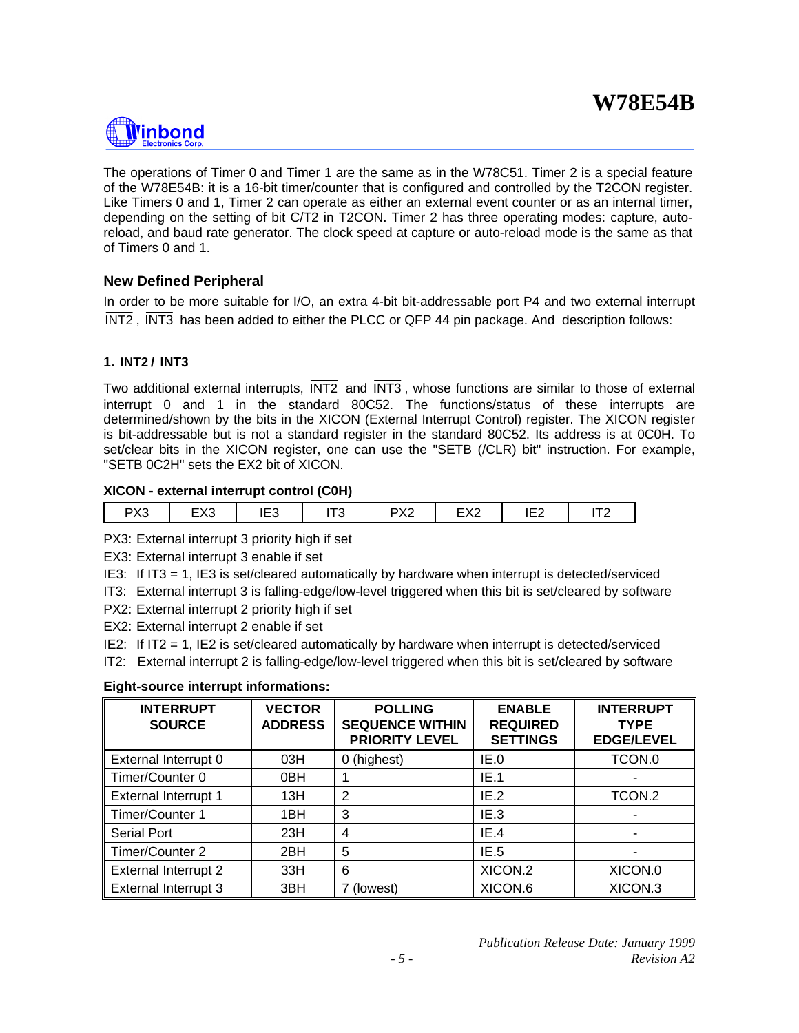The operations of Timer 0 and Timer 1 are the same as in the W78C51. Timer 2 is a special feature of the W78E54B: it is a 16-bit timer/counter that is configured and controlled by the T2CON register. Like Timers 0 and 1, Timer 2 can operate as either an external event counter or as an internal timer, depending on the setting of bit C/T2 in T2CON. Timer 2 has three operating modes: capture, auto-reload, and baud rate generator. The clock speed at capture or auto-reload mode is the same as that of Timers 0 and 1.

### New Defined Peripheral

In order to be more suitable for I/O, an extra 4-bit bit-addressable port P4 and two external interrupt $\overline{\text{INT2}}$, $\overline{\text{INT3}}$ has been added to either the PLCC or QFP 44 pin package. And description follows:

#### 1. $\overline{\text{INT2}}$ / $\overline{\text{INT3}}$

Two additional external interrupts, $\overline{\text{INT2}}$ and $\overline{\text{INT3}}$, whose functions are similar to those of external interrupt 0 and 1 in the standard 80C52. The functions/status of these interrupts are determined/shown by the bits in the XICON (External Interrupt Control) register. The XICON register is bit-addressable but is not a standard register in the standard 80C52. Its address is at 0C0H. To set/clear bits in the XICON register, one can use the "SETB (/CLR) bit" instruction. For example, "SETB 0C2H" sets the EX2 bit of XICON.

**XICON - external interrupt control (C0H)**

| PX3 | EX3 | IE3 | IT3 | PX2 | EX2 | IE2 | IT2 |
|---|---|---|---|---|---|---|---|

PX3: External interrupt 3 priority high if set

EX3: External interrupt 3 enable if set

IE3: If IT3 = 1, IE3 is set/cleared automatically by hardware when interrupt is detected/serviced

IT3: External interrupt 3 is falling-edge/low-level triggered when this bit is set/cleared by software

PX2: External interrupt 2 priority high if set

EX2: External interrupt 2 enable if set

IE2: If IT2 = 1, IE2 is set/cleared automatically by hardware when interrupt is detected/serviced

IT2: External interrupt 2 is falling-edge/low-level triggered when this bit is set/cleared by software

**Eight-source interrupt informations:**

| INTERRUPT SOURCE | VECTOR ADDRESS | POLLING SEQUENCE WITHIN PRIORITY LEVEL | ENABLE REQUIRED SETTINGS | INTERRUPT TYPE EDGE/LEVEL |
|---|---|---|---|---|
| External Interrupt 0 | 03H | 0 (highest) | IE.0 | TCON.0 |
| Timer/Counter 0 | 0BH | 1 | IE.1 | - |
| External Interrupt 1 | 13H | 2 | IE.2 | TCON.2 |
| Timer/Counter 1 | 1BH | 3 | IE.3 | - |
| Serial Port | 23H | 4 | IE.4 | - |
| Timer/Counter 2 | 2BH | 5 | IE.5 | - |
| External Interrupt 2 | 33H | 6 | XICON.2 | XICON.0 |
| External Interrupt 3 | 3BH | 7 (lowest) | XICON.6 | XICON.3 |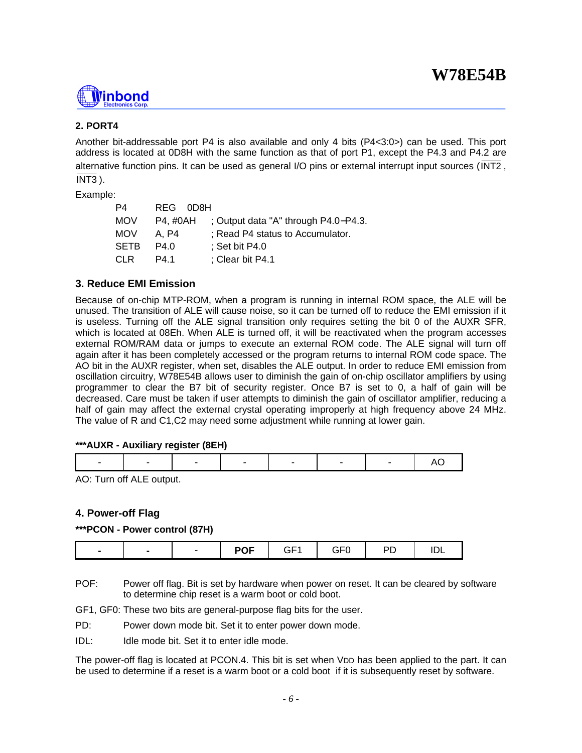### 2. PORT4

Another bit-addressable port P4 is also available and only 4 bits (P4<3:0>) can be used. This port address is located at 0D8H with the same function as that of port P1, except the P4.3 and P4.2 are alternative function pins. It can be used as general I/O pins or external interrupt input sources ($\overline{\text{INT2}}$, $\overline{\text{INT3}}$).

Example:

```
P4      REG   0D8H
MOV     P4, #0AH    ; Output data "A" through P4.0-P4.3.
MOV     A, P4       ; Read P4 status to Accumulator.
SETB    P4.0        ; Set bit P4.0
CLR     P4.1        ; Clear bit P4.1
```

### 3. Reduce EMI Emission

Because of on-chip MTP-ROM, when a program is running in internal ROM space, the ALE will be unused. The transition of ALE will cause noise, so it can be turned off to reduce the EMI emission if it is useless. Turning off the ALE signal transition only requires setting the bit 0 of the AUXR SFR, which is located at 08Eh. When ALE is turned off, it will be reactivated when the program accesses external ROM/RAM data or jumps to execute an external ROM code. The ALE signal will turn off again after it has been completely accessed or the program returns to internal ROM code space. The AO bit in the AUXR register, when set, disables the ALE output. In order to reduce EMI emission from oscillation circuitry, W78E54B allows user to diminish the gain of on-chip oscillator amplifiers by using programmer to clear the B7 bit of security register. Once B7 is set to 0, a half of gain will be decreased. Care must be taken if user attempts to diminish the gain of oscillator amplifier, reducing a half of gain may affect the external crystal operating improperly at high frequency above 24 MHz. The value of R and C1,C2 may need some adjustment while running at lower gain.

**\*\*\*AUXR - Auxiliary register (8EH)**

| - | - | - | - | - | - | - | AO |
|---|---|---|---|---|---|---|---|

AO: Turn off ALE output.

### 4. Power-off Flag

**\*\*\*PCON - Power control (87H)**

| - | - | - | **POF** | GF1 | GF0 | PD | IDL |
|---|---|---|---|---|---|---|---|

POF: Power off flag. Bit is set by hardware when power on reset. It can be cleared by software to determine chip reset is a warm boot or cold boot.

GF1, GF0: These two bits are general-purpose flag bits for the user.

PD: Power down mode bit. Set it to enter power down mode.

IDL: Idle mode bit. Set it to enter idle mode.

The power-off flag is located at PCON.4. This bit is set when $V_{DD}$ has been applied to the part. It can be used to determine if a reset is a warm boot or a cold boot if it is subsequently reset by software.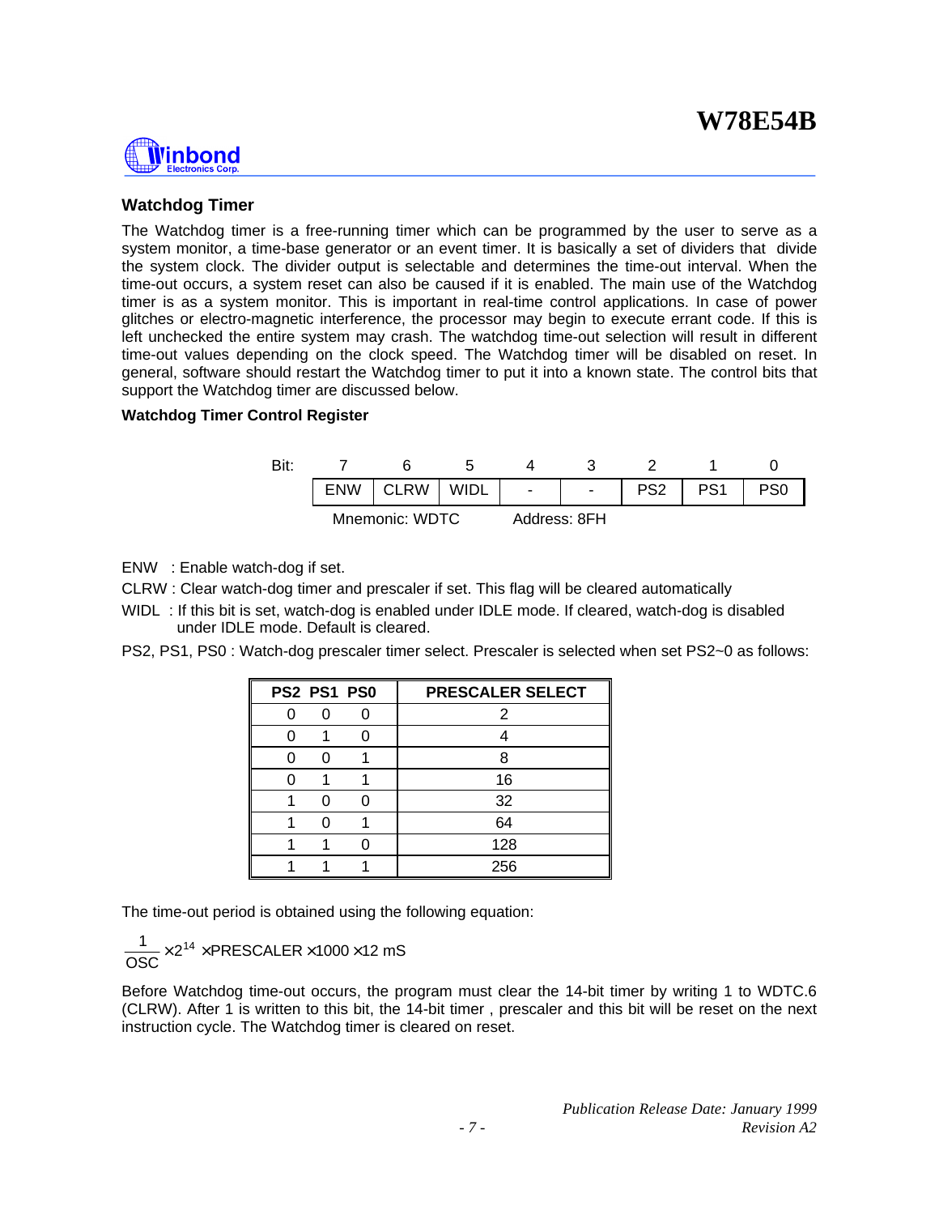## Watchdog Timer

The Watchdog timer is a free-running timer which can be programmed by the user to serve as a system monitor, a time-base generator or an event timer. It is basically a set of dividers that divide the system clock. The divider output is selectable and determines the time-out interval. When the time-out occurs, a system reset can also be caused if it is enabled. The main use of the Watchdog timer is as a system monitor. This is important in real-time control applications. In case of power glitches or electro-magnetic interference, the processor may begin to execute errant code. If this is left unchecked the entire system may crash. The watchdog time-out selection will result in different time-out values depending on the clock speed. The Watchdog timer will be disabled on reset. In general, software should restart the Watchdog timer to put it into a known state. The control bits that support the Watchdog timer are discussed below.

### Watchdog Timer Control Register

| Bit: | 7 | 6 | 5 | 4 | 3 | 2 | 1 | 0 |
|---|---|---|---|---|---|---|---|---|
| | ENW | CLRW | WIDL | - | - | PS2 | PS1 | PS0 |

Mnemonic: WDTC Address: 8FH

ENW : Enable watch-dog if set.

CLRW : Clear watch-dog timer and prescaler if set. This flag will be cleared automatically

WIDL : If this bit is set, watch-dog is enabled under IDLE mode. If cleared, watch-dog is disabled under IDLE mode. Default is cleared.

PS2, PS1, PS0 : Watch-dog prescaler timer select. Prescaler is selected when set PS2~0 as follows:

| PS2 | PS1 | PS0 | PRESCALER SELECT |
|---|---|---|---|
| 0 | 0 | 0 | 2 |
| 0 | 1 | 0 | 4 |
| 0 | 0 | 1 | 8 |
| 0 | 1 | 1 | 16 |
| 1 | 0 | 0 | 32 |
| 1 | 0 | 1 | 64 |
| 1 | 1 | 0 | 128 |
| 1 | 1 | 1 | 256 |

The time-out period is obtained using the following equation:

$$\frac{1}{OSC} \times 2^{14} \times \text{PRESCALER} \times 1000 \times 12 \text{ mS}$$

Before Watchdog time-out occurs, the program must clear the 14-bit timer by writing 1 to WDTC.6 (CLRW). After 1 is written to this bit, the 14-bit timer , prescaler and this bit will be reset on the next instruction cycle. The Watchdog timer is cleared on reset.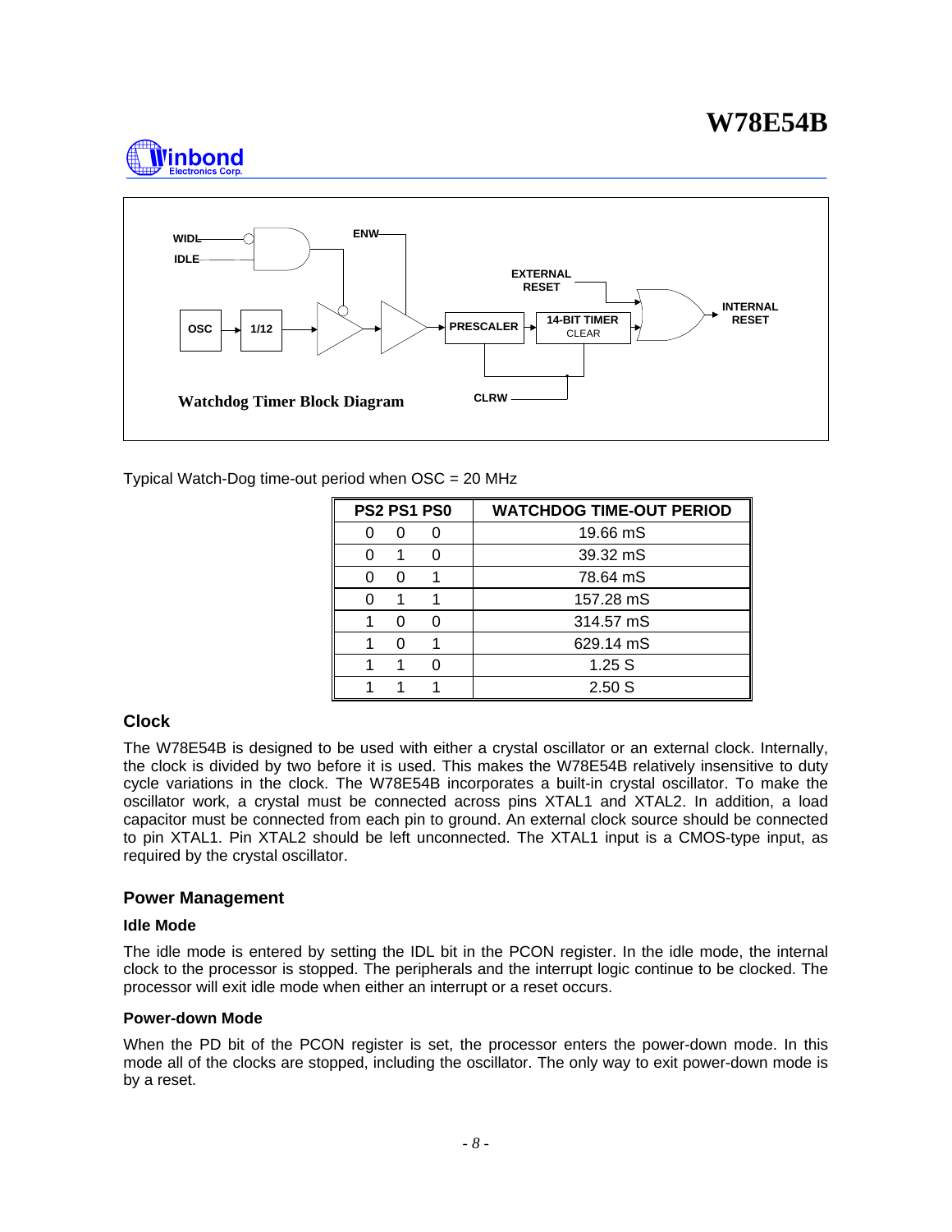WIDL

IDLE

ENW

OSC → 1/12 → PRESCALER → 14-BIT TIMER CLEAR

EXTERNAL RESET

INTERNAL RESET

CLRW

**Watchdog Timer Block Diagram**

Typical Watch-Dog time-out period when OSC = 20 MHz

| PS2 PS1 PS0 | WATCHDOG TIME-OUT PERIOD |
|---|---|
| 0 0 0 | 19.66 mS |
| 0 1 0 | 39.32 mS |
| 0 0 1 | 78.64 mS |
| 0 1 1 | 157.28 mS |
| 1 0 0 | 314.57 mS |
| 1 0 1 | 629.14 mS |
| 1 1 0 | 1.25 S |
| 1 1 1 | 2.50 S |

## Clock

The W78E54B is designed to be used with either a crystal oscillator or an external clock. Internally, the clock is divided by two before it is used. This makes the W78E54B relatively insensitive to duty cycle variations in the clock. The W78E54B incorporates a built-in crystal oscillator. To make the oscillator work, a crystal must be connected across pins XTAL1 and XTAL2. In addition, a load capacitor must be connected from each pin to ground. An external clock source should be connected to pin XTAL1. Pin XTAL2 should be left unconnected. The XTAL1 input is a CMOS-type input, as required by the crystal oscillator.

## Power Management

### Idle Mode

The idle mode is entered by setting the IDL bit in the PCON register. In the idle mode, the internal clock to the processor is stopped. The peripherals and the interrupt logic continue to be clocked. The processor will exit idle mode when either an interrupt or a reset occurs.

### Power-down Mode

When the PD bit of the PCON register is set, the processor enters the power-down mode. In this mode all of the clocks are stopped, including the oscillator. The only way to exit power-down mode is by a reset.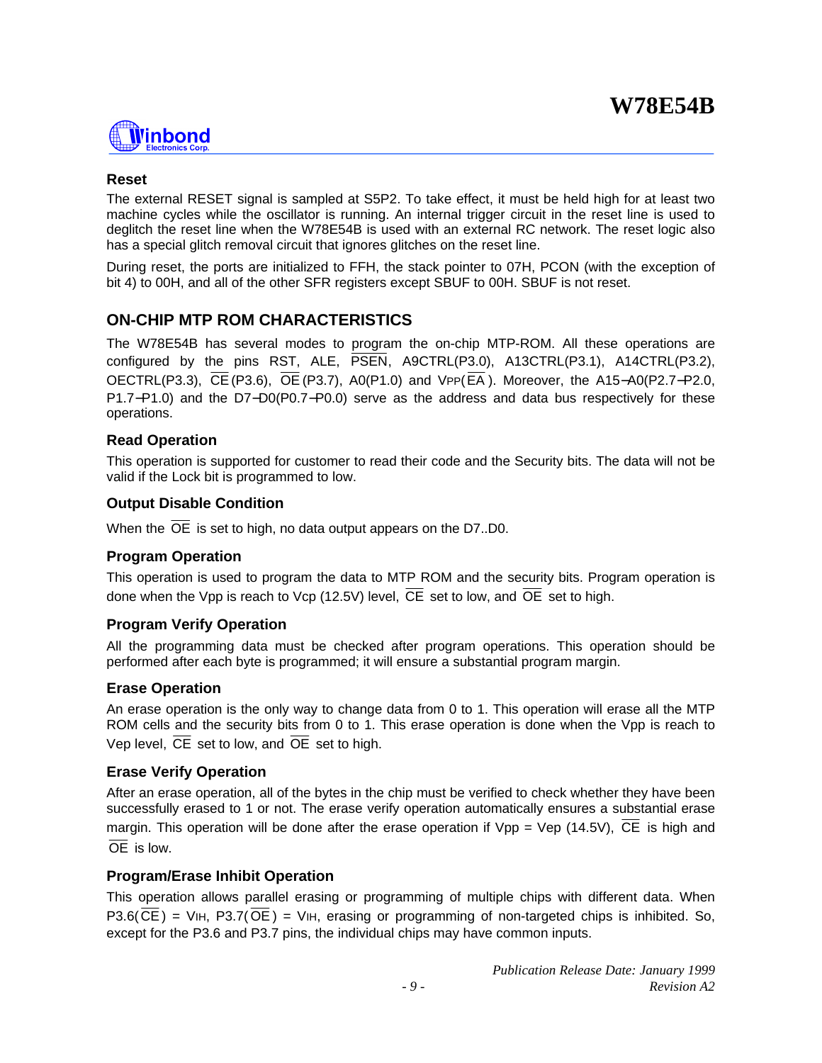## Reset

The external RESET signal is sampled at S5P2. To take effect, it must be held high for at least two machine cycles while the oscillator is running. An internal trigger circuit in the reset line is used to deglitch the reset line when the W78E54B is used with an external RC network. The reset logic also has a special glitch removal circuit that ignores glitches on the reset line.

During reset, the ports are initialized to FFH, the stack pointer to 07H, PCON (with the exception of bit 4) to 00H, and all of the other SFR registers except SBUF to 00H. SBUF is not reset.

## ON-CHIP MTP ROM CHARACTERISTICS

The W78E54B has several modes to program the on-chip MTP-ROM. All these operations are configured by the pins RST, ALE, $\overline{\text{PSEN}}$, A9CTRL(P3.0), A13CTRL(P3.1), A14CTRL(P3.2), OECTRL(P3.3), $\overline{\text{CE}}$(P3.6), $\overline{\text{OE}}$(P3.7), A0(P1.0) and $V_{PP}$($\overline{\text{EA}}$). Moreover, the A15−A0(P2.7−P2.0, P1.7−P1.0) and the D7−D0(P0.7−P0.0) serve as the address and data bus respectively for these operations.

### Read Operation

This operation is supported for customer to read their code and the Security bits. The data will not be valid if the Lock bit is programmed to low.

### Output Disable Condition

When the $\overline{\text{OE}}$ is set to high, no data output appears on the D7..D0.

### Program Operation

This operation is used to program the data to MTP ROM and the security bits. Program operation is done when the Vpp is reach to Vcp (12.5V) level, $\overline{\text{CE}}$ set to low, and $\overline{\text{OE}}$ set to high.

### Program Verify Operation

All the programming data must be checked after program operations. This operation should be performed after each byte is programmed; it will ensure a substantial program margin.

### Erase Operation

An erase operation is the only way to change data from 0 to 1. This operation will erase all the MTP ROM cells and the security bits from 0 to 1. This erase operation is done when the Vpp is reach to Vep level, $\overline{\text{CE}}$ set to low, and $\overline{\text{OE}}$ set to high.

### Erase Verify Operation

After an erase operation, all of the bytes in the chip must be verified to check whether they have been successfully erased to 1 or not. The erase verify operation automatically ensures a substantial erase margin. This operation will be done after the erase operation if Vpp = Vep (14.5V), $\overline{\text{CE}}$ is high and $\overline{\text{OE}}$ is low.

### Program/Erase Inhibit Operation

This operation allows parallel erasing or programming of multiple chips with different data. When P3.6($\overline{\text{CE}}$) = $V_{IH}$, P3.7($\overline{\text{OE}}$) = $V_{IH}$, erasing or programming of non-targeted chips is inhibited. So, except for the P3.6 and P3.7 pins, the individual chips may have common inputs.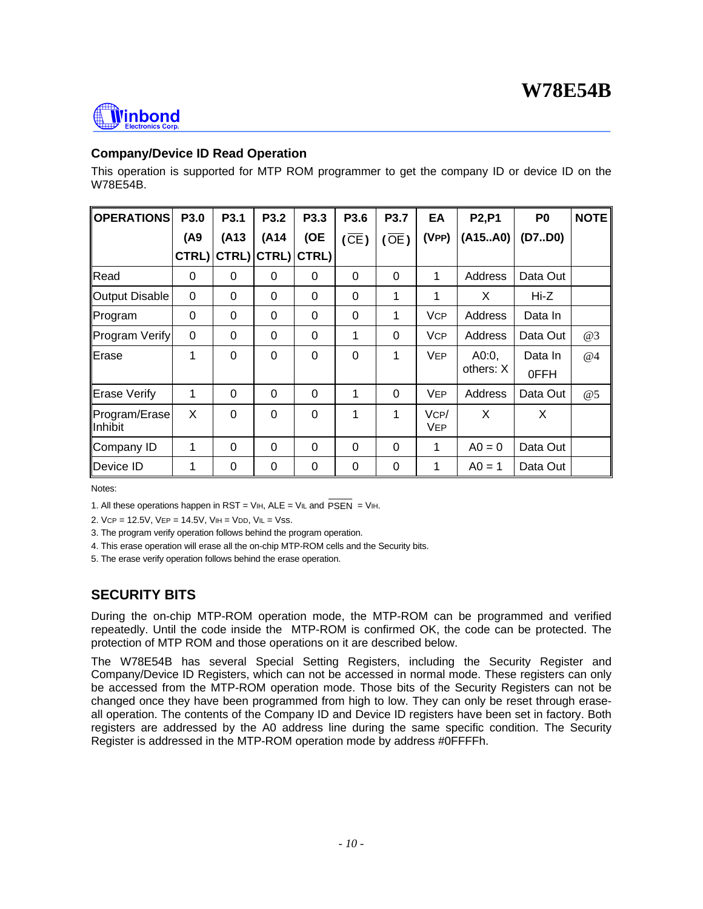## Company/Device ID Read Operation

This operation is supported for MTP ROM programmer to get the company ID or device ID on the W78E54B.

| OPERATIONS | P3.0 (A9 CTRL) | P3.1 (A13 CTRL) | P3.2 (A14 CTRL) | P3.3 (OE CTRL) | P3.6 ($\overline{CE}$) | P3.7 ($\overline{OE}$) | EA ($V_{PP}$) | P2,P1 (A15..A0) | P0 (D7..D0) | NOTE |
|---|---|---|---|---|---|---|---|---|---|---|
| Read | 0 | 0 | 0 | 0 | 0 | 0 | 1 | Address | Data Out | |
| Output Disable | 0 | 0 | 0 | 0 | 0 | 1 | 1 | X | Hi-Z | |
| Program | 0 | 0 | 0 | 0 | 0 | 1 | $V_{CP}$ | Address | Data In | |
| Program Verify | 0 | 0 | 0 | 0 | 1 | 0 | $V_{CP}$ | Address | Data Out | @3 |
| Erase | 1 | 0 | 0 | 0 | 0 | 1 | $V_{EP}$ | A0:0, others: X | Data In 0FFH | @4 |
| Erase Verify | 1 | 0 | 0 | 0 | 1 | 0 | $V_{EP}$ | Address | Data Out | @5 |
| Program/Erase Inhibit | X | 0 | 0 | 0 | 1 | 1 | $V_{CP}$/ $V_{EP}$ | X | X | |
| Company ID | 1 | 0 | 0 | 0 | 0 | 0 | 1 | A0 = 0 | Data Out | |
| Device ID | 1 | 0 | 0 | 0 | 0 | 0 | 1 | A0 = 1 | Data Out | |

Notes:

1. All these operations happen in RST = $V_{IH}$, ALE = $V_{IL}$ and $\overline{PSEN}$ = $V_{IH}$.
2. $V_{CP}$ = 12.5V, $V_{EP}$ = 14.5V, $V_{IH}$ = $V_{DD}$, $V_{IL}$ = Vss.
3. The program verify operation follows behind the program operation.
4. This erase operation will erase all the on-chip MTP-ROM cells and the Security bits.
5. The erase verify operation follows behind the erase operation.

## SECURITY BITS

During the on-chip MTP-ROM operation mode, the MTP-ROM can be programmed and verified repeatedly. Until the code inside the MTP-ROM is confirmed OK, the code can be protected. The protection of MTP ROM and those operations on it are described below.

The W78E54B has several Special Setting Registers, including the Security Register and Company/Device ID Registers, which can not be accessed in normal mode. These registers can only be accessed from the MTP-ROM operation mode. Those bits of the Security Registers can not be changed once they have been programmed from high to low. They can only be reset through erase-all operation. The contents of the Company ID and Device ID registers have been set in factory. Both registers are addressed by the A0 address line during the same specific condition. The Security Register is addressed in the MTP-ROM operation mode by address #0FFFFh.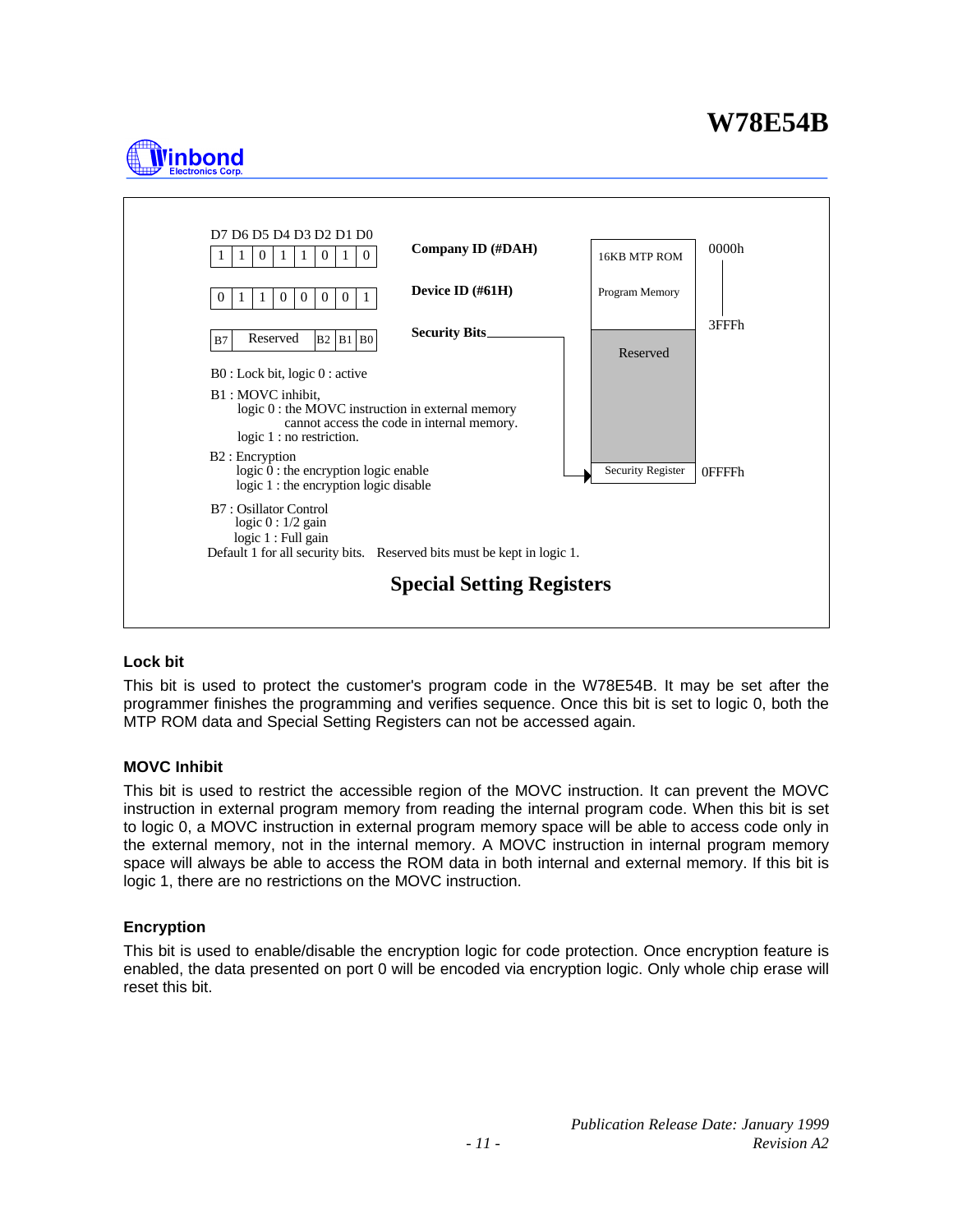| D7 | D6 | D5 | D4 | D3 | D2 | D1 | D0 | |
|---|---|---|---|---|---|---|---|---|
| 1 | 1 | 0 | 1 | 1 | 0 | 1 | 0 | **Company ID (#DAH)** |
| 0 | 1 | 1 | 0 | 0 | 0 | 0 | 1 | **Device ID (#61H)** |
| B7 | Reserved | | | | B2 | B1 | B0 | **Security Bits** |

| Memory | Address |
|---|---|
| 16KB MTP ROM Program Memory | 0000h – 3FFFh |
| Reserved | |
| Security Register | 0FFFFh |

B0 : Lock bit, logic 0 : active

B1 : MOVC inhibit,
logic 0 : the MOVC instruction in external memory cannot access the code in internal memory.
logic 1 : no restriction.

B2 : Encryption
logic 0 : the encryption logic enable
logic 1 : the encryption logic disable

B7 : Osillator Control
logic 0 : 1/2 gain
logic 1 : Full gain

Default 1 for all security bits. Reserved bits must be kept in logic 1.

**Special Setting Registers**

### Lock bit

This bit is used to protect the customer's program code in the W78E54B. It may be set after the programmer finishes the programming and verifies sequence. Once this bit is set to logic 0, both the MTP ROM data and Special Setting Registers can not be accessed again.

### MOVC Inhibit

This bit is used to restrict the accessible region of the MOVC instruction. It can prevent the MOVC instruction in external program memory from reading the internal program code. When this bit is set to logic 0, a MOVC instruction in external program memory space will be able to access code only in the external memory, not in the internal memory. A MOVC instruction in internal program memory space will always be able to access the ROM data in both internal and external memory. If this bit is logic 1, there are no restrictions on the MOVC instruction.

### Encryption

This bit is used to enable/disable the encryption logic for code protection. Once encryption feature is enabled, the data presented on port 0 will be encoded via encryption logic. Only whole chip erase will reset this bit.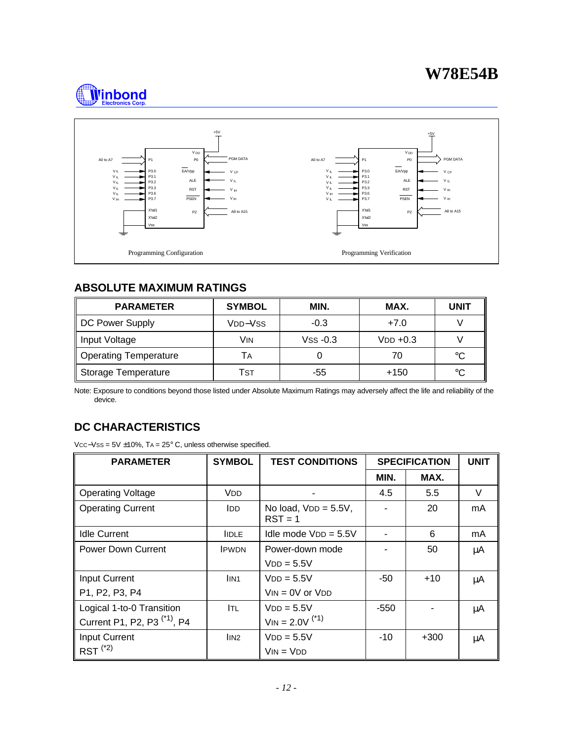Programming Configuration

Programming Verification

## ABSOLUTE MAXIMUM RATINGS

| PARAMETER | SYMBOL | MIN. | MAX. | UNIT |
|---|---|---|---|---|
| DC Power Supply | $V_{DD}-V_{SS}$ | -0.3 | +7.0 | V |
| Input Voltage | $V_{IN}$ | $V_{SS}$ -0.3 | $V_{DD}$ +0.3 | V |
| Operating Temperature | $T_A$ | 0 | 70 | °C |
| Storage Temperature | $T_{ST}$ | -55 | +150 | °C |

Note: Exposure to conditions beyond those listed under Absolute Maximum Ratings may adversely affect the life and reliability of the device.

## DC CHARACTERISTICS

$V_{CC}-V_{SS}$ = 5V ±10%, $T_A$ = 25° C, unless otherwise specified.

| PARAMETER | SYMBOL | TEST CONDITIONS | SPECIFICATION | | UNIT |
|---|---|---|---|---|---|
| | | | MIN. | MAX. | |
| Operating Voltage | $V_{DD}$ | - | 4.5 | 5.5 | V |
| Operating Current | $I_{DD}$ | No load, $V_{DD}$ = 5.5V, RST = 1 | - | 20 | mA |
| Idle Current | $I_{IDLE}$ | Idle mode $V_{DD}$ = 5.5V | - | 6 | mA |
| Power Down Current | $I_{PWDN}$ | Power-down mode $V_{DD}$ = 5.5V | - | 50 | μA |
| Input Current P1, P2, P3, P4 | $I_{IN1}$ | $V_{DD}$ = 5.5V $V_{IN}$ = 0V or $V_{DD}$ | -50 | +10 | μA |
| Logical 1-to-0 Transition Current P1, P2, P3 (*1), P4 | $I_{TL}$ | $V_{DD}$ = 5.5V $V_{IN}$ = 2.0V (*1) | -550 | - | μA |
| Input Current RST (*2) | $I_{IN2}$ | $V_{DD}$ = 5.5V $V_{IN}$ = $V_{DD}$ | -10 | +300 | μA |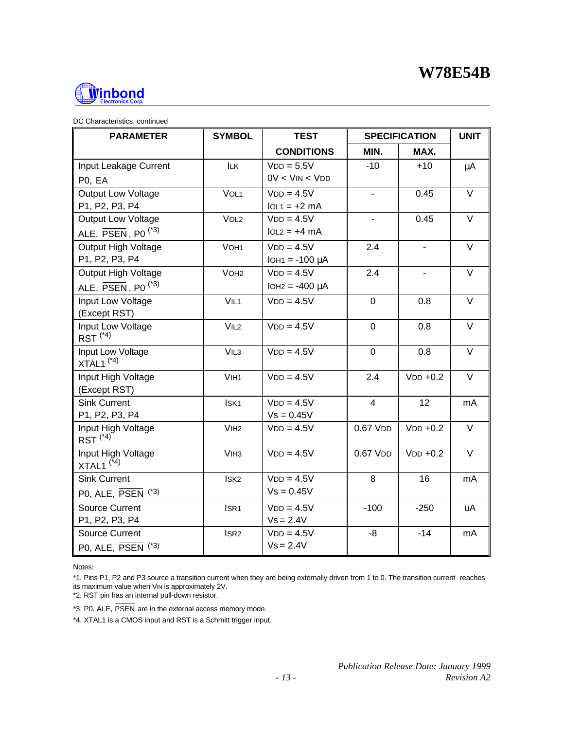DC Characteristics, continued

| PARAMETER | SYMBOL | TEST CONDITIONS | SPECIFICATION | | UNIT |
|---|---|---|---|---|---|
| | | | MIN. | MAX. | |
| Input Leakage Current P0, $\overline{EA}$ | $I_{LK}$ | $V_{DD}$ = 5.5V 0V < $V_{IN}$ < $V_{DD}$ | -10 | +10 | μA |
| Output Low Voltage P1, P2, P3, P4 | $V_{OL1}$ | $V_{DD}$ = 4.5V $I_{OL1}$ = +2 mA | - | 0.45 | V |
| Output Low Voltage ALE, $\overline{PSEN}$, P0 (*3) | $V_{OL2}$ | $V_{DD}$ = 4.5V $I_{OL2}$ = +4 mA | - | 0.45 | V |
| Output High Voltage P1, P2, P3, P4 | $V_{OH1}$ | $V_{DD}$ = 4.5V $I_{OH1}$ = -100 μA | 2.4 | - | V |
| Output High Voltage ALE, $\overline{PSEN}$, P0 (*3) | $V_{OH2}$ | $V_{DD}$ = 4.5V $I_{OH2}$ = -400 μA | 2.4 | - | V |
| Input Low Voltage (Except RST) | $V_{IL1}$ | $V_{DD}$ = 4.5V | 0 | 0.8 | V |
| Input Low Voltage RST (*4) | $V_{IL2}$ | $V_{DD}$ = 4.5V | 0 | 0.8 | V |
| Input Low Voltage XTAL1 (*4) | $V_{IL3}$ | $V_{DD}$ = 4.5V | 0 | 0.8 | V |
| Input High Voltage (Except RST) | $V_{IH1}$ | $V_{DD}$ = 4.5V | 2.4 | $V_{DD}$ +0.2 | V |
| Sink Current P1, P2, P3, P4 | $I_{SK1}$ | $V_{DD}$ = 4.5V $V_S$ = 0.45V | 4 | 12 | mA |
| Input High Voltage RST (*4) | $V_{IH2}$ | $V_{DD}$ = 4.5V | 0.67 $V_{DD}$ | $V_{DD}$ +0.2 | V |
| Input High Voltage XTAL1 (*4) | $V_{IH3}$ | $V_{DD}$ = 4.5V | 0.67 $V_{DD}$ | $V_{DD}$ +0.2 | V |
| Sink Current P0, ALE, $\overline{PSEN}$ (*3) | $I_{SK2}$ | $V_{DD}$ = 4.5V $V_S$ = 0.45V | 8 | 16 | mA |
| Source Current P1, P2, P3, P4 | $I_{SR1}$ | $V_{DD}$ = 4.5V $V_S$ = 2.4V | -100 | -250 | uA |
| Source Current P0, ALE, $\overline{PSEN}$ (*3) | $I_{SR2}$ | $V_{DD}$ = 4.5V $V_S$ = 2.4V | -8 | -14 | mA |

Notes:

*1. Pins P1, P2 and P3 source a transition current when they are being externally driven from 1 to 0. The transition current reaches its maximum value when $V_{IN}$ is approximately 2V.

*2. RST pin has an internal pull-down resistor.

*3. P0, ALE, $\overline{PSEN}$ are in the external access memory mode.

*4. XTAL1 is a CMOS input and RST is a Schmitt trigger input.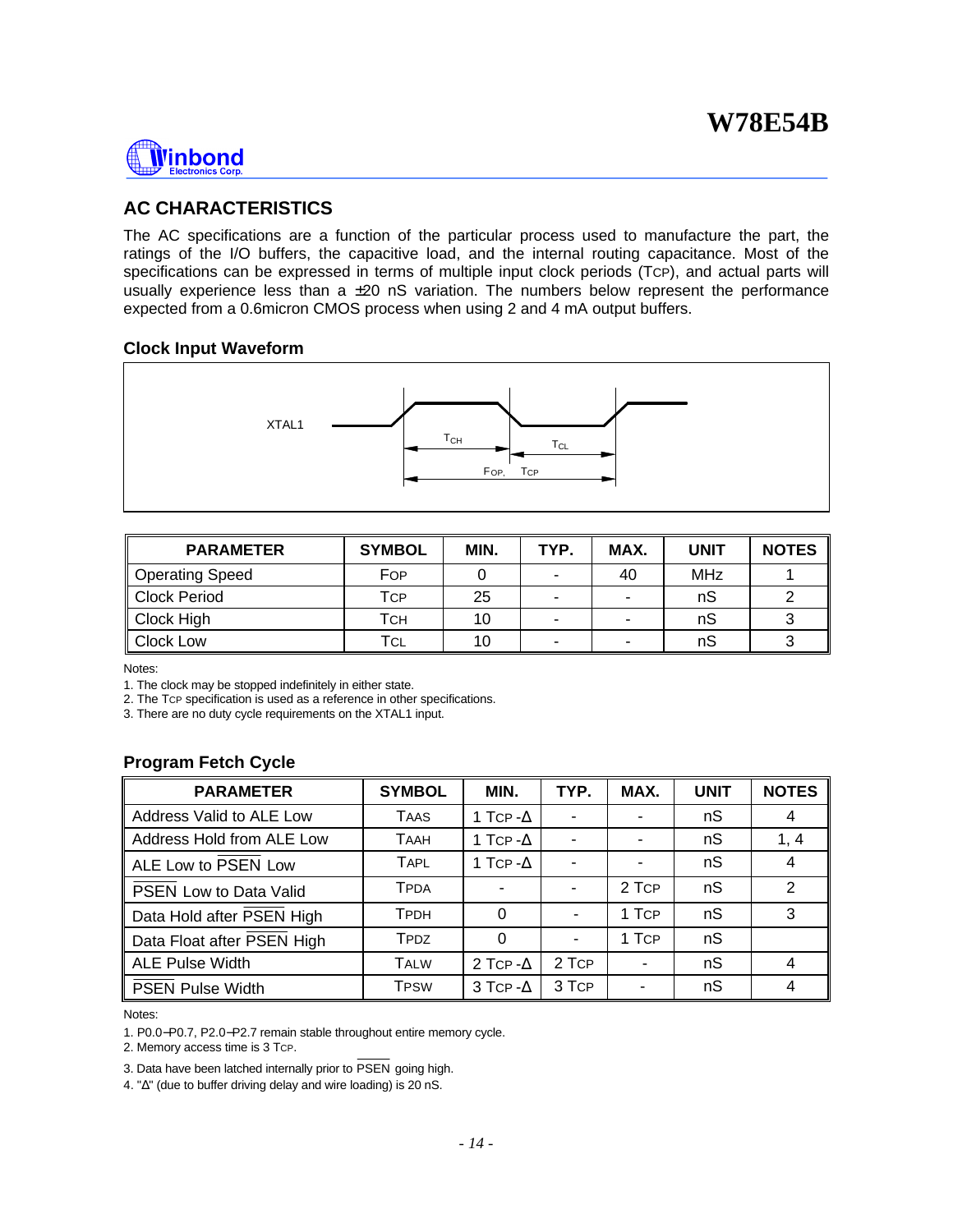## AC CHARACTERISTICS

The AC specifications are a function of the particular process used to manufacture the part, the ratings of the I/O buffers, the capacitive load, and the internal routing capacitance. Most of the specifications can be expressed in terms of multiple input clock periods ($T_{CP}$), and actual parts will usually experience less than a ±20 nS variation. The numbers below represent the performance expected from a 0.6micron CMOS process when using 2 and 4 mA output buffers.

### Clock Input Waveform

XTAL1

$T_{CH}$ $T_{CL}$

$F_{OP}$, $T_{CP}$

| PARAMETER | SYMBOL | MIN. | TYP. | MAX. | UNIT | NOTES |
|---|---|---|---|---|---|---|
| Operating Speed | $F_{OP}$ | 0 | - | 40 | MHz | 1 |
| Clock Period | $T_{CP}$ | 25 | - | - | nS | 2 |
| Clock High | $T_{CH}$ | 10 | - | - | nS | 3 |
| Clock Low | $T_{CL}$ | 10 | - | - | nS | 3 |

Notes:

1. The clock may be stopped indefinitely in either state.
2. The $T_{CP}$ specification is used as a reference in other specifications.
3. There are no duty cycle requirements on the XTAL1 input.

### Program Fetch Cycle

| PARAMETER | SYMBOL | MIN. | TYP. | MAX. | UNIT | NOTES |
|---|---|---|---|---|---|---|
| Address Valid to ALE Low | $T_{AAS}$ | 1 $T_{CP}$ -Δ | - | - | nS | 4 |
| Address Hold from ALE Low | $T_{AAH}$ | 1 $T_{CP}$ -Δ | - | - | nS | 1, 4 |
| ALE Low to $\overline{PSEN}$ Low | $T_{APL}$ | 1 $T_{CP}$ -Δ | - | - | nS | 4 |
| $\overline{PSEN}$ Low to Data Valid | $T_{PDA}$ | - | - | 2 $T_{CP}$ | nS | 2 |
| Data Hold after $\overline{PSEN}$ High | $T_{PDH}$ | 0 | - | 1 $T_{CP}$ | nS | 3 |
| Data Float after $\overline{PSEN}$ High | $T_{PDZ}$ | 0 | - | 1 $T_{CP}$ | nS | |
| ALE Pulse Width | $T_{ALW}$ | 2 $T_{CP}$ -Δ | 2 $T_{CP}$ | - | nS | 4 |
| $\overline{PSEN}$ Pulse Width | $T_{PSW}$ | 3 $T_{CP}$ -Δ | 3 $T_{CP}$ | - | nS | 4 |

Notes:

1. P0.0−P0.7, P2.0−P2.7 remain stable throughout entire memory cycle.
2. Memory access time is 3 $T_{CP}$.
3. Data have been latched internally prior to $\overline{PSEN}$ going high.
4. "Δ" (due to buffer driving delay and wire loading) is 20 nS.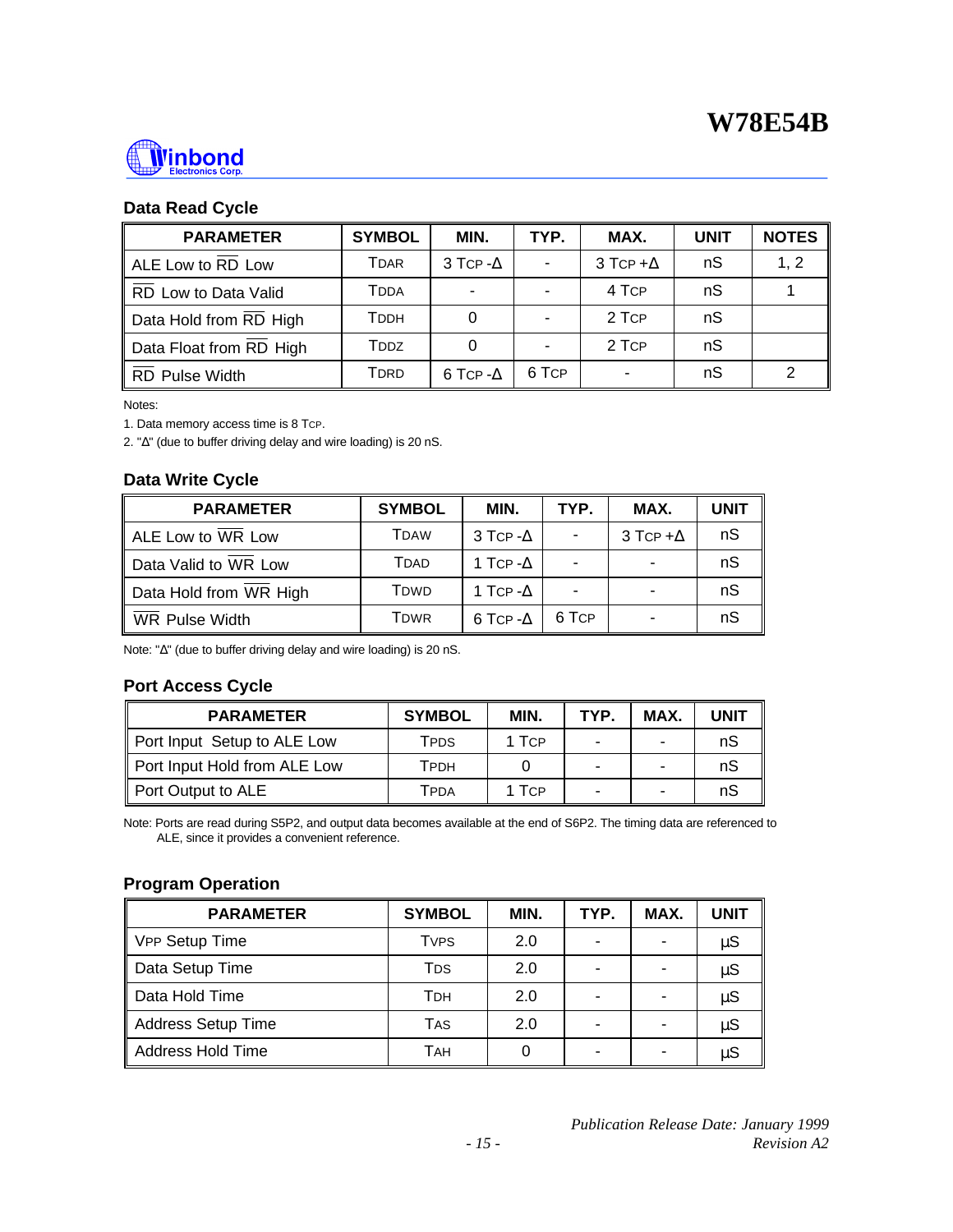### Data Read Cycle

| PARAMETER | SYMBOL | MIN. | TYP. | MAX. | UNIT | NOTES |
|---|---|---|---|---|---|---|
| ALE Low to $\overline{RD}$ Low | $T_{DAR}$ | 3 $T_{CP}$ -Δ | - | 3 $T_{CP}$ +Δ | nS | 1, 2 |
| $\overline{RD}$ Low to Data Valid | $T_{DDA}$ | - | - | 4 $T_{CP}$ | nS | 1 |
| Data Hold from $\overline{RD}$ High | $T_{DDH}$ | 0 | - | 2 $T_{CP}$ | nS | |
| Data Float from $\overline{RD}$ High | $T_{DDZ}$ | 0 | - | 2 $T_{CP}$ | nS | |
| $\overline{RD}$ Pulse Width | $T_{DRD}$ | 6 $T_{CP}$ -Δ | 6 $T_{CP}$ | - | nS | 2 |

Notes:

1. Data memory access time is 8 $T_{CP}$.
2. "Δ" (due to buffer driving delay and wire loading) is 20 nS.

### Data Write Cycle

| PARAMETER | SYMBOL | MIN. | TYP. | MAX. | UNIT |
|---|---|---|---|---|---|
| ALE Low to $\overline{WR}$ Low | $T_{DAW}$ | 3 $T_{CP}$ -Δ | - | 3 $T_{CP}$ +Δ | nS |
| Data Valid to $\overline{WR}$ Low | $T_{DAD}$ | 1 $T_{CP}$ -Δ | - | - | nS |
| Data Hold from $\overline{WR}$ High | $T_{DWD}$ | 1 $T_{CP}$ -Δ | - | - | nS |
| $\overline{WR}$ Pulse Width | $T_{DWR}$ | 6 $T_{CP}$ -Δ | 6 $T_{CP}$ | - | nS |

Note: "Δ" (due to buffer driving delay and wire loading) is 20 nS.

### Port Access Cycle

| PARAMETER | SYMBOL | MIN. | TYP. | MAX. | UNIT |
|---|---|---|---|---|---|
| Port Input Setup to ALE Low | $T_{PDS}$ | 1 $T_{CP}$ | - | - | nS |
| Port Input Hold from ALE Low | $T_{PDH}$ | 0 | - | - | nS |
| Port Output to ALE | $T_{PDA}$ | 1 $T_{CP}$ | - | - | nS |

Note: Ports are read during S5P2, and output data becomes available at the end of S6P2. The timing data are referenced to ALE, since it provides a convenient reference.

### Program Operation

| PARAMETER | SYMBOL | MIN. | TYP. | MAX. | UNIT |
|---|---|---|---|---|---|
| $V_{PP}$ Setup Time | $T_{VPS}$ | 2.0 | - | - | µS |
| Data Setup Time | $T_{DS}$ | 2.0 | - | - | µS |
| Data Hold Time | $T_{DH}$ | 2.0 | - | - | µS |
| Address Setup Time | $T_{AS}$ | 2.0 | - | - | µS |
| Address Hold Time | $T_{AH}$ | 0 | - | - | µS |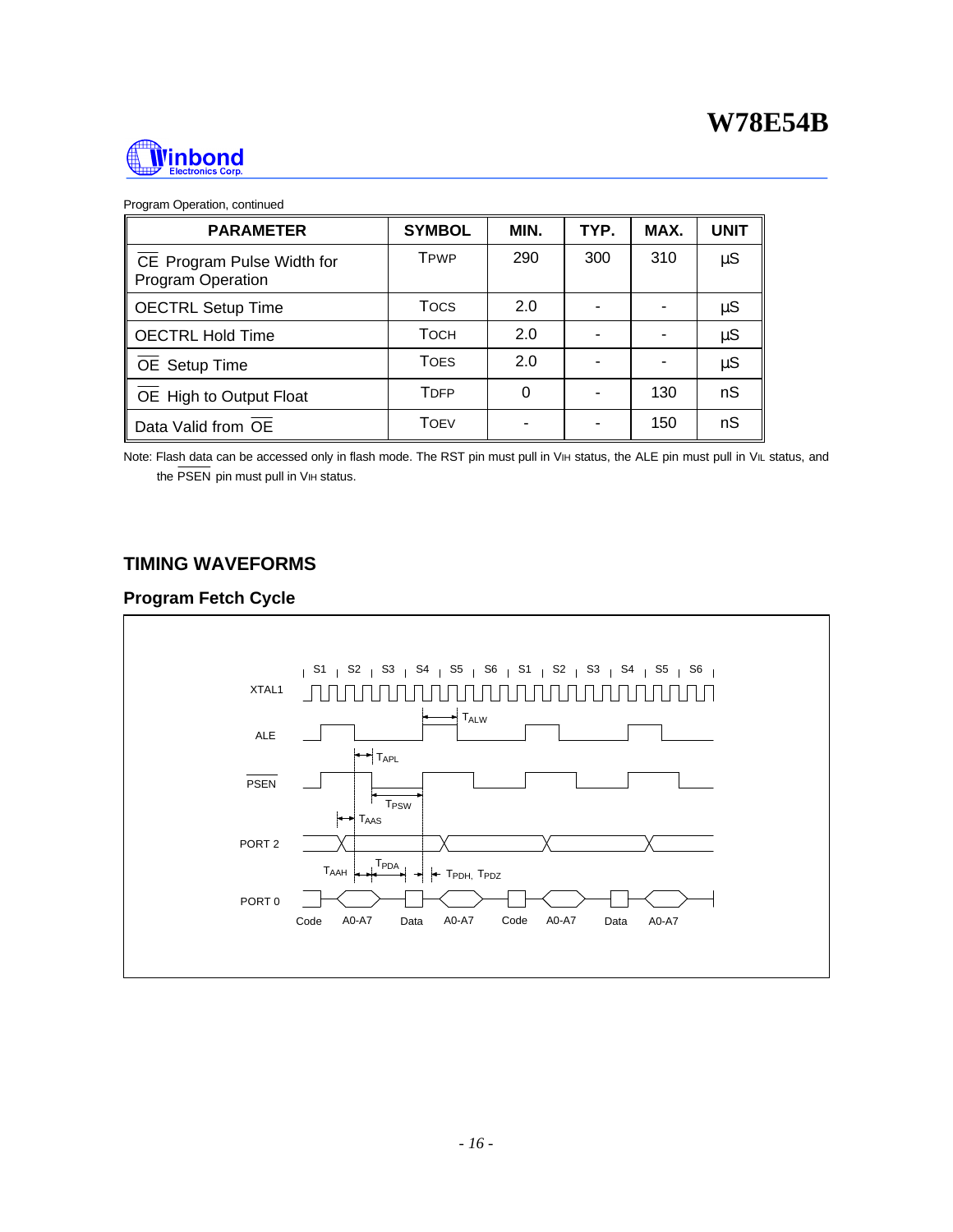Program Operation, continued

| PARAMETER | SYMBOL | MIN. | TYP. | MAX. | UNIT |
|---|---|---|---|---|---|
| $\overline{CE}$ Program Pulse Width for Program Operation | $T_{PWP}$ | 290 | 300 | 310 | µS |
| OECTRL Setup Time | $T_{OCS}$ | 2.0 | - | - | µS |
| OECTRL Hold Time | $T_{OCH}$ | 2.0 | - | - | µS |
| $\overline{OE}$ Setup Time | $T_{OES}$ | 2.0 | - | - | µS |
| $\overline{OE}$ High to Output Float | $T_{DFP}$ | 0 | - | 130 | nS |
| Data Valid from $\overline{OE}$ | $T_{OEV}$ | - | - | 150 | nS |

Note: Flash data can be accessed only in flash mode. The RST pin must pull in $V_{IH}$ status, the ALE pin must pull in $V_{IL}$ status, and the $\overline{PSEN}$ pin must pull in $V_{IH}$ status.

## TIMING WAVEFORMS

### Program Fetch Cycle

S1 S2 S3 S4 S5 S6 S1 S2 S3 S4 S5 S6

XTAL1

ALE

$\overline{PSEN}$

PORT 2

PORT 0

$T_{ALW}$

$T_{APL}$

$T_{PSW}$

$T_{AAS}$

$T_{AAH}$

$T_{PDA}$

$T_{PDH}$, $T_{PDZ}$

Code A0-A7 Data A0-A7 Code A0-A7 Data A0-A7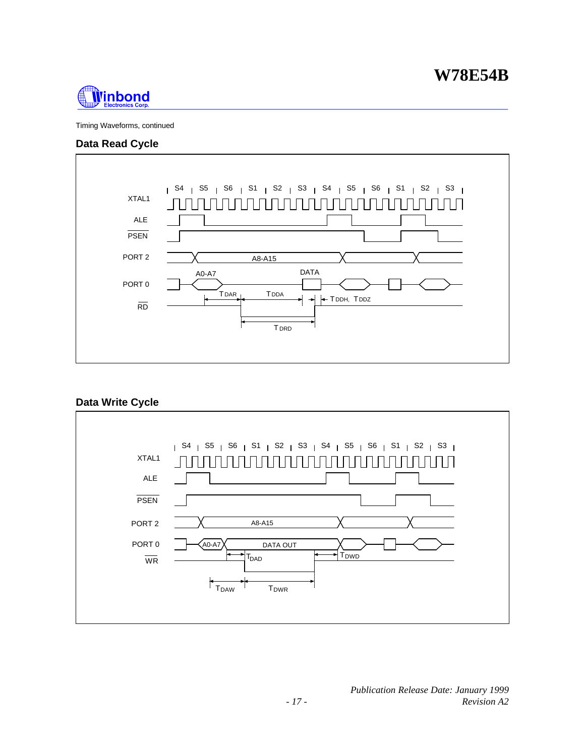Timing Waveforms, continued

## Data Read Cycle

S4 | S5 | S6 | S1 | S2 | S3 | S4 | S5 | S6 | S1 | S2 | S3

XTAL1

ALE

PSEN

PORT 2 — A8-A15

PORT 0 — A0-A7, DATA

RD

$T_{DAR}$, $T_{DDA}$, $T_{DDH}$, $T_{DDZ}$, $T_{DRD}$

## Data Write Cycle

S4 | S5 | S6 | S1 | S2 | S3 | S4 | S5 | S6 | S1 | S2 | S3

XTAL1

ALE

PSEN

PORT 2 — A8-A15

PORT 0 — A0-A7, DATA OUT

WR

$T_{DAD}$, $T_{DWD}$, $T_{DAW}$, $T_{DWR}$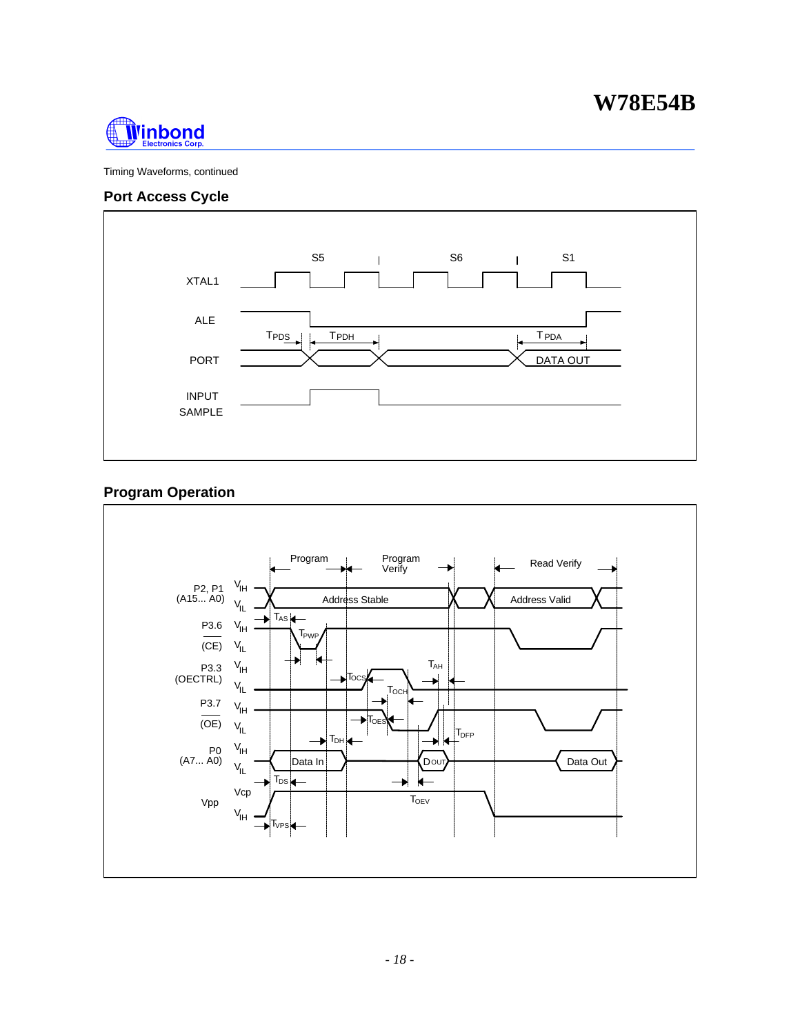Timing Waveforms, continued

## Port Access Cycle

## Program Operation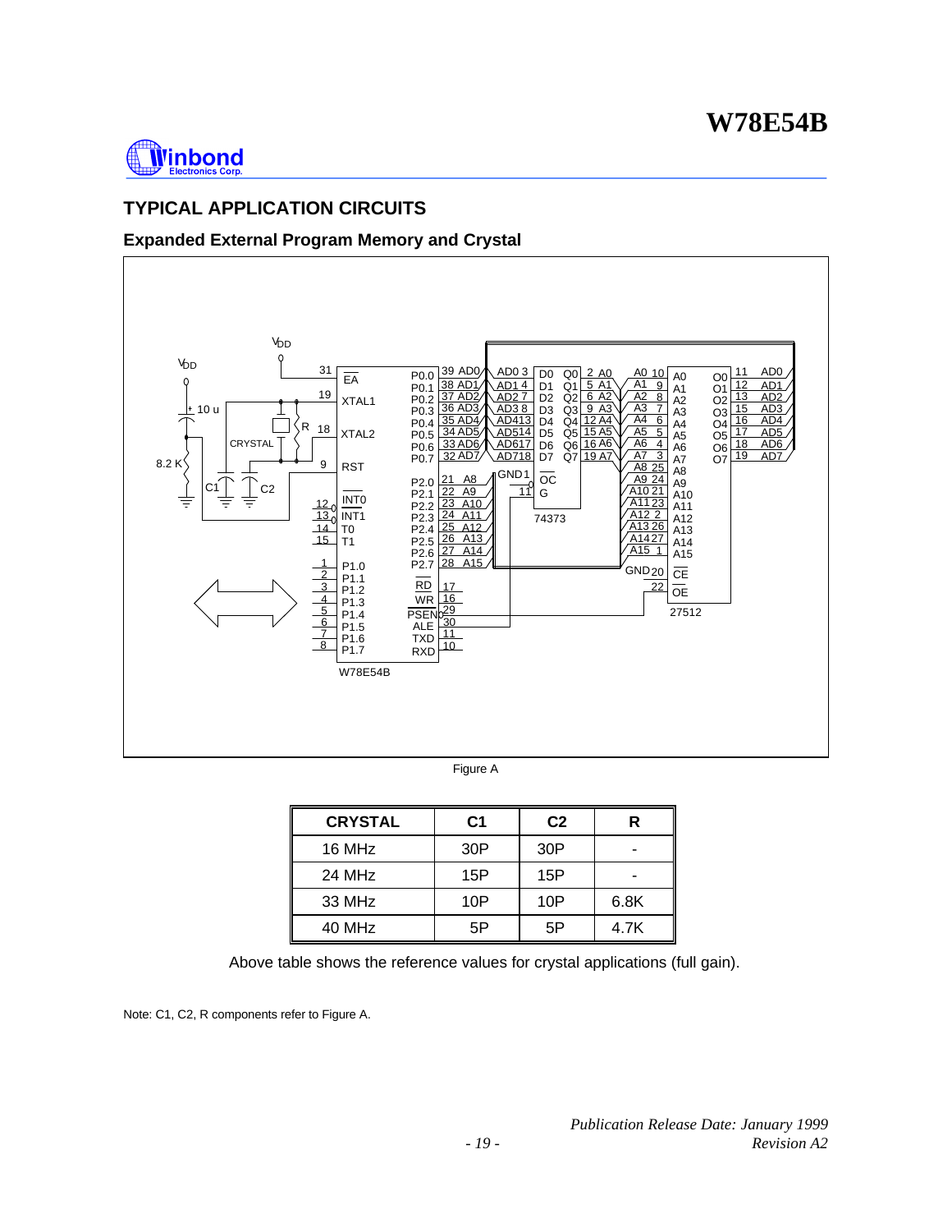## TYPICAL APPLICATION CIRCUITS

### Expanded External Program Memory and Crystal

Figure A

| CRYSTAL | C1 | C2 | R |
|---|---|---|---|
| 16 MHz | 30P | 30P | - |
| 24 MHz | 15P | 15P | - |
| 33 MHz | 10P | 10P | 6.8K |
| 40 MHz | 5P | 5P | 4.7K |

Above table shows the reference values for crystal applications (full gain).

Note: C1, C2, R components refer to Figure A.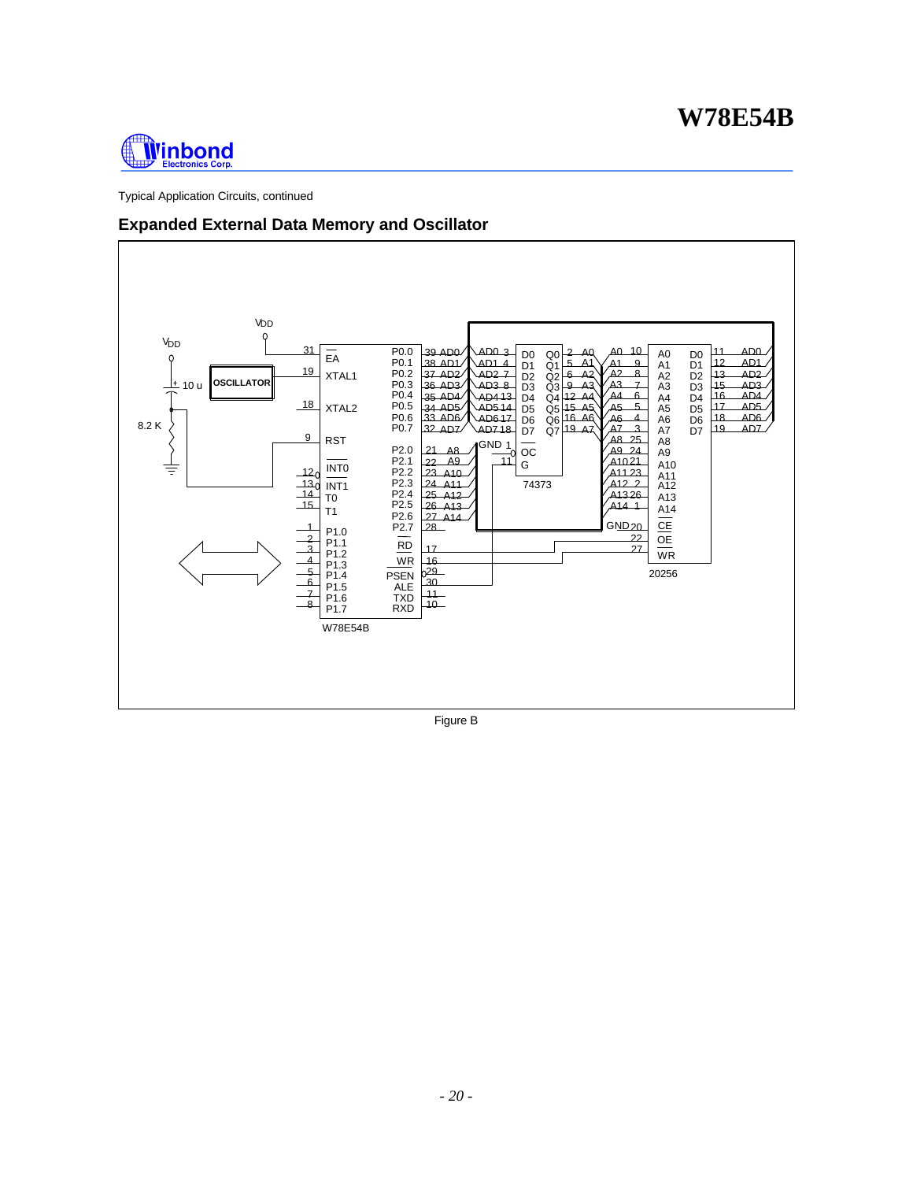Typical Application Circuits, continued

## Expanded External Data Memory and Oscillator

Figure B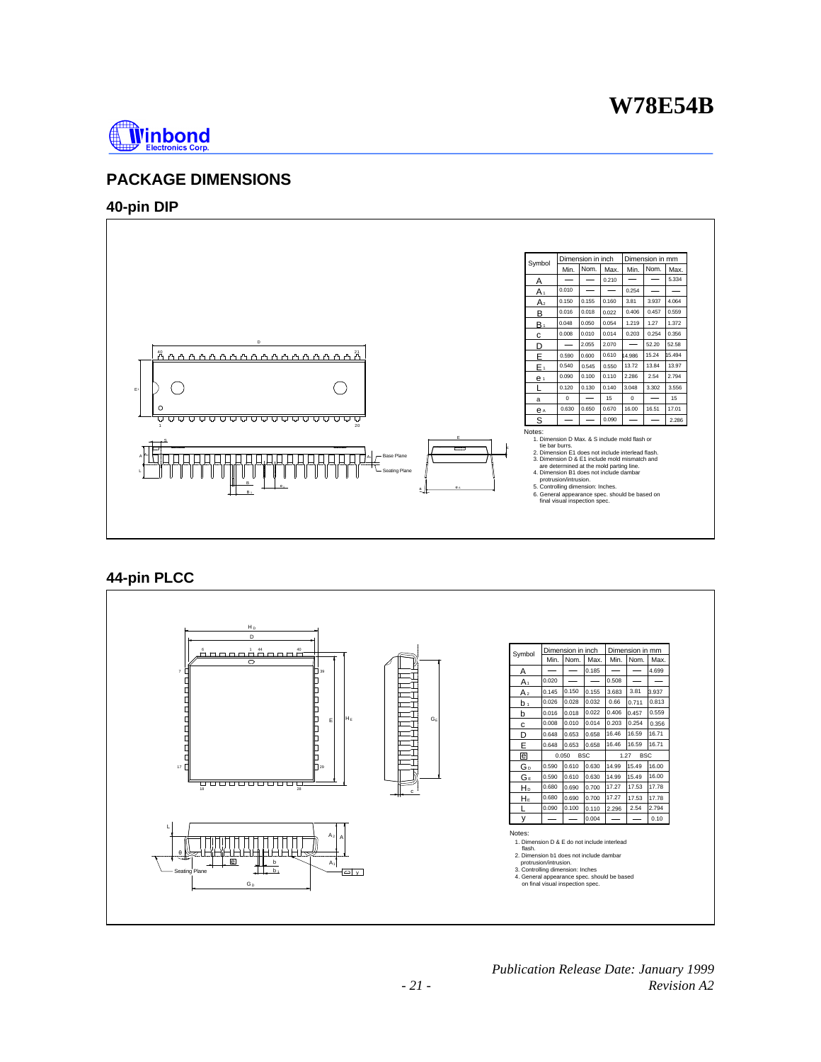## PACKAGE DIMENSIONS

### 40-pin DIP

| Symbol | Dimension in inch | | | Dimension in mm | | |
|---|---|---|---|---|---|---|
| | Min. | Nom. | Max. | Min. | Nom. | Max. |
| A | — | — | 0.210 | — | — | 5.334 |
| $A_1$ | 0.010 | — | — | 0.254 | — | — |
| $A_2$ | 0.150 | 0.155 | 0.160 | 3.81 | 3.937 | 4.064 |
| B | 0.016 | 0.018 | 0.022 | 0.406 | 0.457 | 0.559 |
| $B_1$ | 0.048 | 0.050 | 0.054 | 1.219 | 1.27 | 1.372 |
| c | 0.008 | 0.010 | 0.014 | 0.203 | 0.254 | 0.356 |
| D | — | 2.055 | 2.070 | — | 52.20 | 52.58 |
| E | 0.590 | 0.600 | 0.610 | 14.986 | 15.24 | 15.494 |
| $E_1$ | 0.540 | 0.545 | 0.550 | 13.72 | 13.84 | 13.97 |
| $e_1$ | 0.090 | 0.100 | 0.110 | 2.286 | 2.54 | 2.794 |
| L | 0.120 | 0.130 | 0.140 | 3.048 | 3.302 | 3.556 |
| a | 0 | — | 15 | 0 | — | 15 |
| $e_A$ | 0.630 | 0.650 | 0.670 | 16.00 | 16.51 | 17.01 |
| S | — | — | 0.090 | — | — | 2.286 |

Notes:
1. Dimension D Max. & S include mold flash or tie bar burrs.
2. Dimension E1 does not include interlead flash.
3. Dimension D & E1 include mold mismatch and are determined at the mold parting line.
4. Dimension B1 does not include dambar protrusion/intrusion.
5. Controlling dimension: Inches.
6. General appearance spec. should be based on final visual inspection spec.

### 44-pin PLCC

| Symbol | Dimension in inch | | | Dimension in mm | | |
|---|---|---|---|---|---|---|
| | Min. | Nom. | Max. | Min. | Nom. | Max. |
| A | — | — | 0.185 | — | — | 4.699 |
| $A_1$ | 0.020 | — | — | 0.508 | — | — |
| $A_2$ | 0.145 | 0.150 | 0.155 | 3.683 | 3.81 | 3.937 |
| $b_1$ | 0.026 | 0.028 | 0.032 | 0.66 | 0.711 | 0.813 |
| b | 0.016 | 0.018 | 0.022 | 0.406 | 0.457 | 0.559 |
| c | 0.008 | 0.010 | 0.014 | 0.203 | 0.254 | 0.356 |
| D | 0.648 | 0.653 | 0.658 | 16.46 | 16.59 | 16.71 |
| E | 0.648 | 0.653 | 0.658 | 16.46 | 16.59 | 16.71 |
| e | | 0.050 BSC | | | 1.27 BSC | |
| $G_D$ | 0.590 | 0.610 | 0.630 | 14.99 | 15.49 | 16.00 |
| $G_E$ | 0.590 | 0.610 | 0.630 | 14.99 | 15.49 | 16.00 |
| $H_D$ | 0.680 | 0.690 | 0.700 | 17.27 | 17.53 | 17.78 |
| $H_E$ | 0.680 | 0.690 | 0.700 | 17.27 | 17.53 | 17.78 |
| L | 0.090 | 0.100 | 0.110 | 2.296 | 2.54 | 2.794 |
| y | — | — | 0.004 | — | — | 0.10 |

Notes:
1. Dimension D & E do not include interlead flash.
2. Dimension b1 does not include dambar protrusion/intrusion.
3. Controlling dimension: Inches
4. General appearance spec. should be based on final visual inspection spec.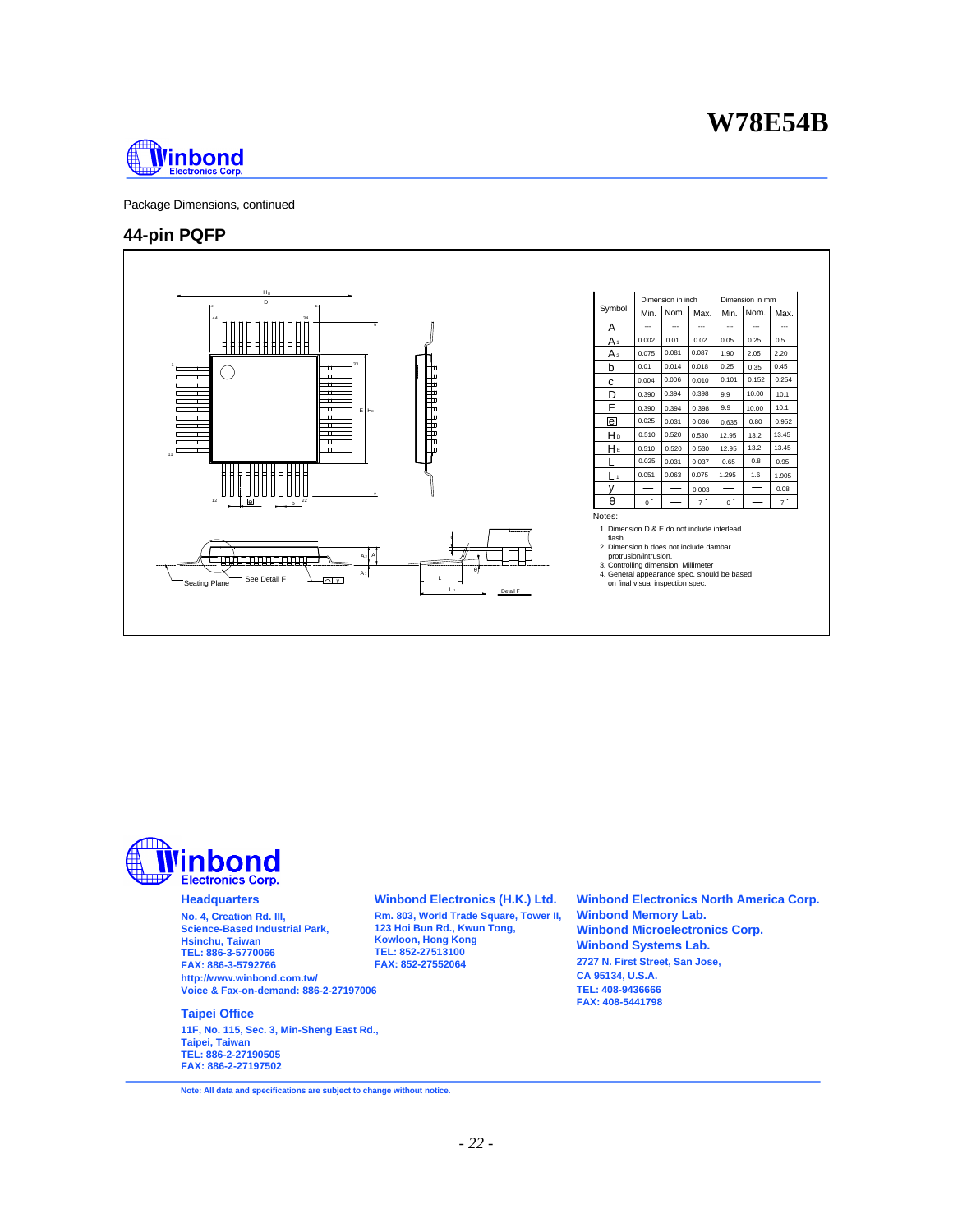Package Dimensions, continued

## 44-pin PQFP

| Symbol | Dimension in inch | | | Dimension in mm | | |
|---|---|---|---|---|---|---|
| | Min. | Nom. | Max. | Min. | Nom. | Max. |
| A | --- | --- | --- | --- | --- | --- |
| $A_1$ | 0.002 | 0.01 | 0.02 | 0.05 | 0.25 | 0.5 |
| $A_2$ | 0.075 | 0.081 | 0.087 | 1.90 | 2.05 | 2.20 |
| b | 0.01 | 0.014 | 0.018 | 0.25 | 0.35 | 0.45 |
| c | 0.004 | 0.006 | 0.010 | 0.101 | 0.152 | 0.254 |
| D | 0.390 | 0.394 | 0.398 | 9.9 | 10.00 | 10.1 |
| E | 0.390 | 0.394 | 0.398 | 9.9 | 10.00 | 10.1 |
| e | 0.025 | 0.031 | 0.036 | 0.635 | 0.80 | 0.952 |
| $H_D$ | 0.510 | 0.520 | 0.530 | 12.95 | 13.2 | 13.45 |
| $H_E$ | 0.510 | 0.520 | 0.530 | 12.95 | 13.2 | 13.45 |
| L | 0.025 | 0.031 | 0.037 | 0.65 | 0.8 | 0.95 |
| $L_1$ | 0.051 | 0.063 | 0.075 | 1.295 | 1.6 | 1.905 |
| y | — | — | 0.003 | — | — | 0.08 |
| θ | 0° | — | 7° | 0° | — | 7° |

Notes:

1. Dimension D & E do not include interlead flash.
2. Dimension b does not include dambar protrusion/intrusion.
3. Controlling dimension: Millimeter
4. General appearance spec. should be based on final visual inspection spec.

Seating Plane

See Detail F

Detail F

**Headquarters**

**No. 4, Creation Rd. III,**
**Science-Based Industrial Park,**
**Hsinchu, Taiwan**
**TEL: 886-3-5770066**
**FAX: 886-3-5792766**
**http://www.winbond.com.tw/**
**Voice & Fax-on-demand: 886-2-27197006**

**Taipei Office**

**11F, No. 115, Sec. 3, Min-Sheng East Rd.,**
**Taipei, Taiwan**
**TEL: 886-2-27190505**
**FAX: 886-2-27197502**

**Winbond Electronics (H.K.) Ltd.**

**Rm. 803, World Trade Square, Tower II,**
**123 Hoi Bun Rd., Kwun Tong,**
**Kowloon, Hong Kong**
**TEL: 852-27513100**
**FAX: 852-27552064**

**Winbond Electronics North America Corp.**
**Winbond Memory Lab.**
**Winbond Microelectronics Corp.**
**Winbond Systems Lab.**

**2727 N. First Street, San Jose,**
**CA 95134, U.S.A.**
**TEL: 408-9436666**
**FAX: 408-5441798**

**Note: All data and specifications are subject to change without notice.**